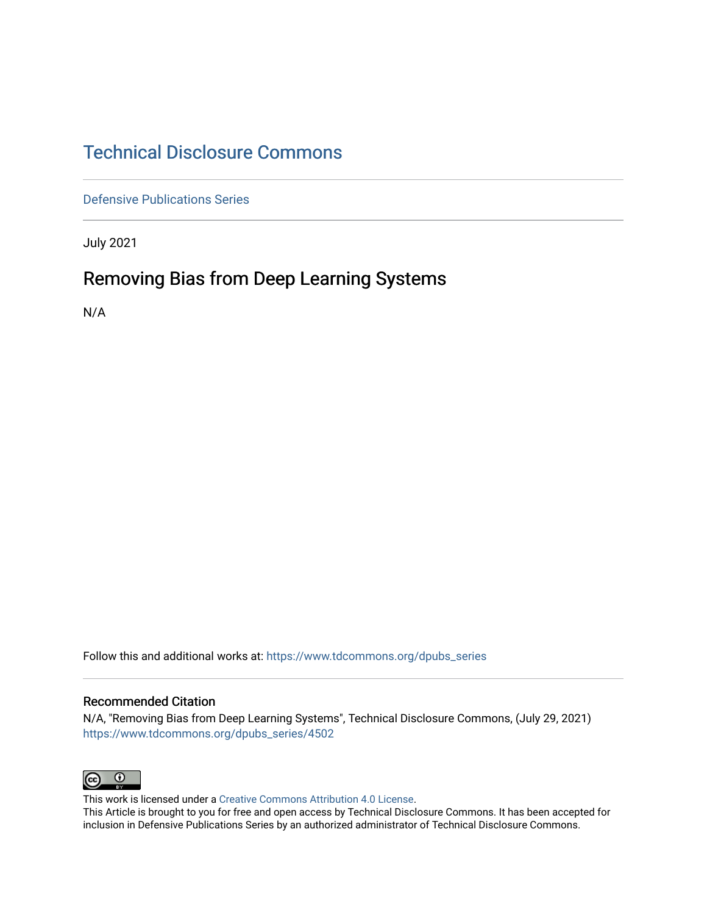# Technical Disclosure Commons

Defensive Publications Series

July 2021

## Removing Bias from Deep Learning Systems

N/A

Follow this and additional works at: https://www.tdcommons.org/dpubs_series

### Recommended Citation

N/A, "Removing Bias from Deep Learning Systems", Technical Disclosure Commons, (July 29, 2021)
https://www.tdcommons.org/dpubs_series/4502

This work is licensed under a Creative Commons Attribution 4.0 License.
This Article is brought to you for free and open access by Technical Disclosure Commons. It has been accepted for inclusion in Defensive Publications Series by an authorized administrator of Technical Disclosure Commons.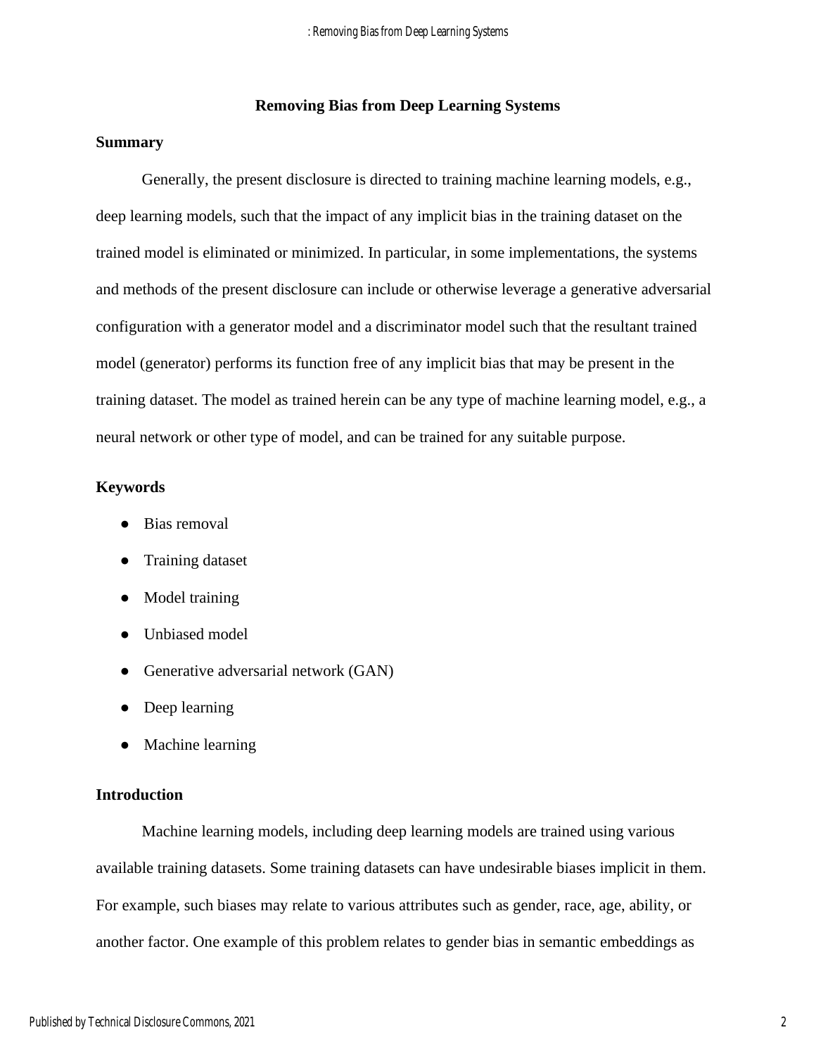## Removing Bias from Deep Learning Systems

### Summary

Generally, the present disclosure is directed to training machine learning models, e.g., deep learning models, such that the impact of any implicit bias in the training dataset on the trained model is eliminated or minimized. In particular, in some implementations, the systems and methods of the present disclosure can include or otherwise leverage a generative adversarial configuration with a generator model and a discriminator model such that the resultant trained model (generator) performs its function free of any implicit bias that may be present in the training dataset. The model as trained herein can be any type of machine learning model, e.g., a neural network or other type of model, and can be trained for any suitable purpose.

### Keywords

- Bias removal
- Training dataset
- Model training
- Unbiased model
- Generative adversarial network (GAN)
- Deep learning
- Machine learning

### Introduction

Machine learning models, including deep learning models are trained using various available training datasets. Some training datasets can have undesirable biases implicit in them. For example, such biases may relate to various attributes such as gender, race, age, ability, or another factor. One example of this problem relates to gender bias in semantic embeddings as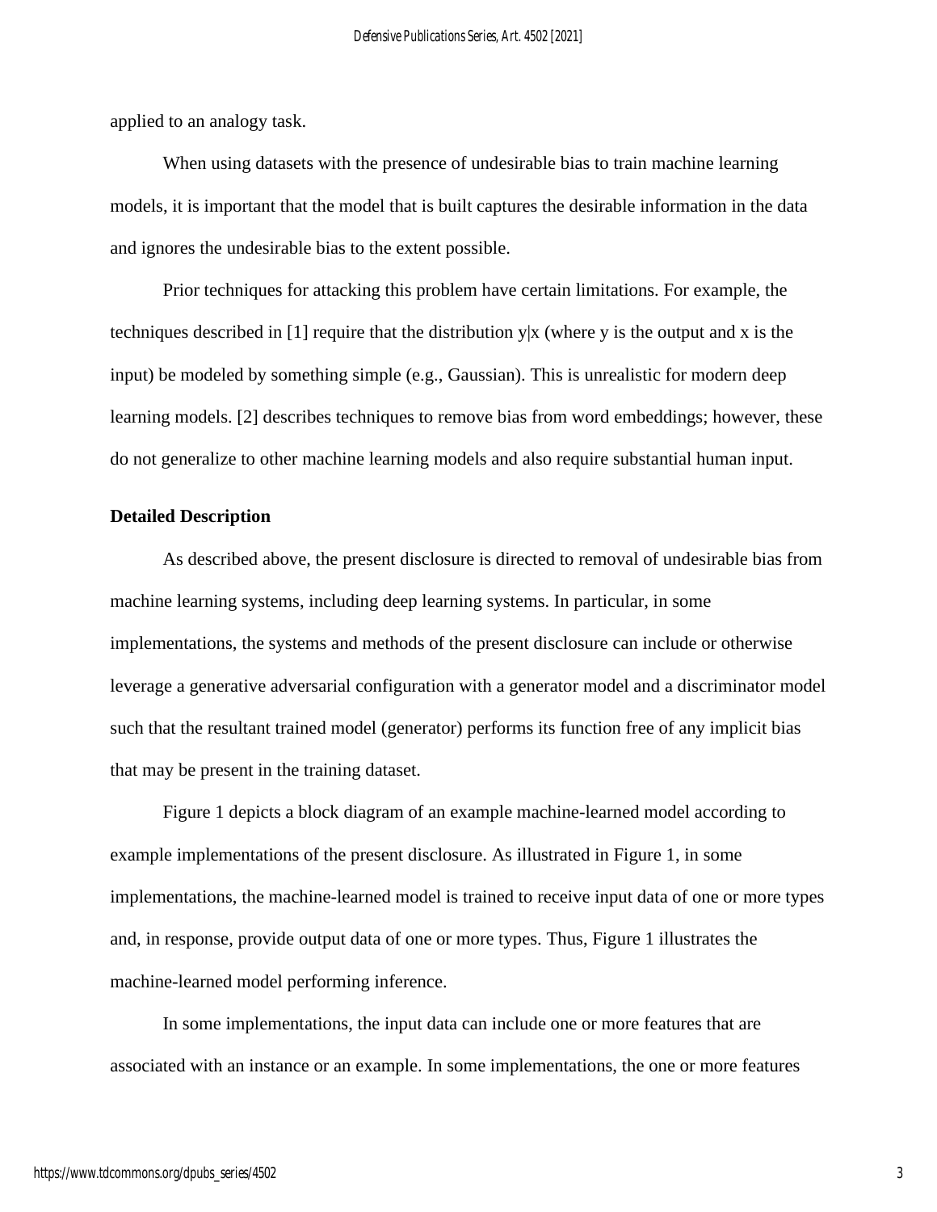applied to an analogy task.

When using datasets with the presence of undesirable bias to train machine learning models, it is important that the model that is built captures the desirable information in the data and ignores the undesirable bias to the extent possible.

Prior techniques for attacking this problem have certain limitations. For example, the techniques described in [1] require that the distribution $y|x$ (where y is the output and x is the input) be modeled by something simple (e.g., Gaussian). This is unrealistic for modern deep learning models. [2] describes techniques to remove bias from word embeddings; however, these do not generalize to other machine learning models and also require substantial human input.

**Detailed Description**

As described above, the present disclosure is directed to removal of undesirable bias from machine learning systems, including deep learning systems. In particular, in some implementations, the systems and methods of the present disclosure can include or otherwise leverage a generative adversarial configuration with a generator model and a discriminator model such that the resultant trained model (generator) performs its function free of any implicit bias that may be present in the training dataset.

Figure 1 depicts a block diagram of an example machine-learned model according to example implementations of the present disclosure. As illustrated in Figure 1, in some implementations, the machine-learned model is trained to receive input data of one or more types and, in response, provide output data of one or more types. Thus, Figure 1 illustrates the machine-learned model performing inference.

In some implementations, the input data can include one or more features that are associated with an instance or an example. In some implementations, the one or more features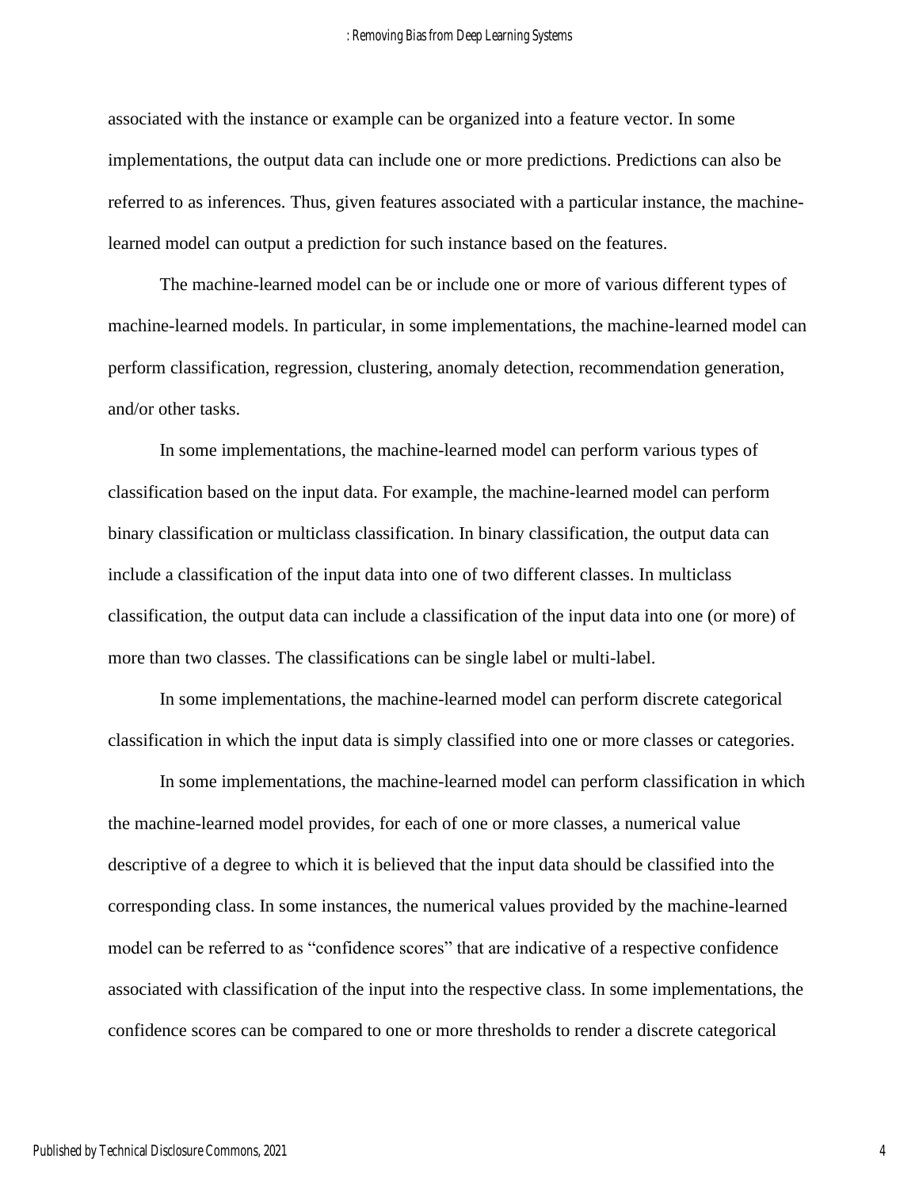associated with the instance or example can be organized into a feature vector. In some implementations, the output data can include one or more predictions. Predictions can also be referred to as inferences. Thus, given features associated with a particular instance, the machine-learned model can output a prediction for such instance based on the features.

The machine-learned model can be or include one or more of various different types of machine-learned models. In particular, in some implementations, the machine-learned model can perform classification, regression, clustering, anomaly detection, recommendation generation, and/or other tasks.

In some implementations, the machine-learned model can perform various types of classification based on the input data. For example, the machine-learned model can perform binary classification or multiclass classification. In binary classification, the output data can include a classification of the input data into one of two different classes. In multiclass classification, the output data can include a classification of the input data into one (or more) of more than two classes. The classifications can be single label or multi-label.

In some implementations, the machine-learned model can perform discrete categorical classification in which the input data is simply classified into one or more classes or categories.

In some implementations, the machine-learned model can perform classification in which the machine-learned model provides, for each of one or more classes, a numerical value descriptive of a degree to which it is believed that the input data should be classified into the corresponding class. In some instances, the numerical values provided by the machine-learned model can be referred to as "confidence scores" that are indicative of a respective confidence associated with classification of the input into the respective class. In some implementations, the confidence scores can be compared to one or more thresholds to render a discrete categorical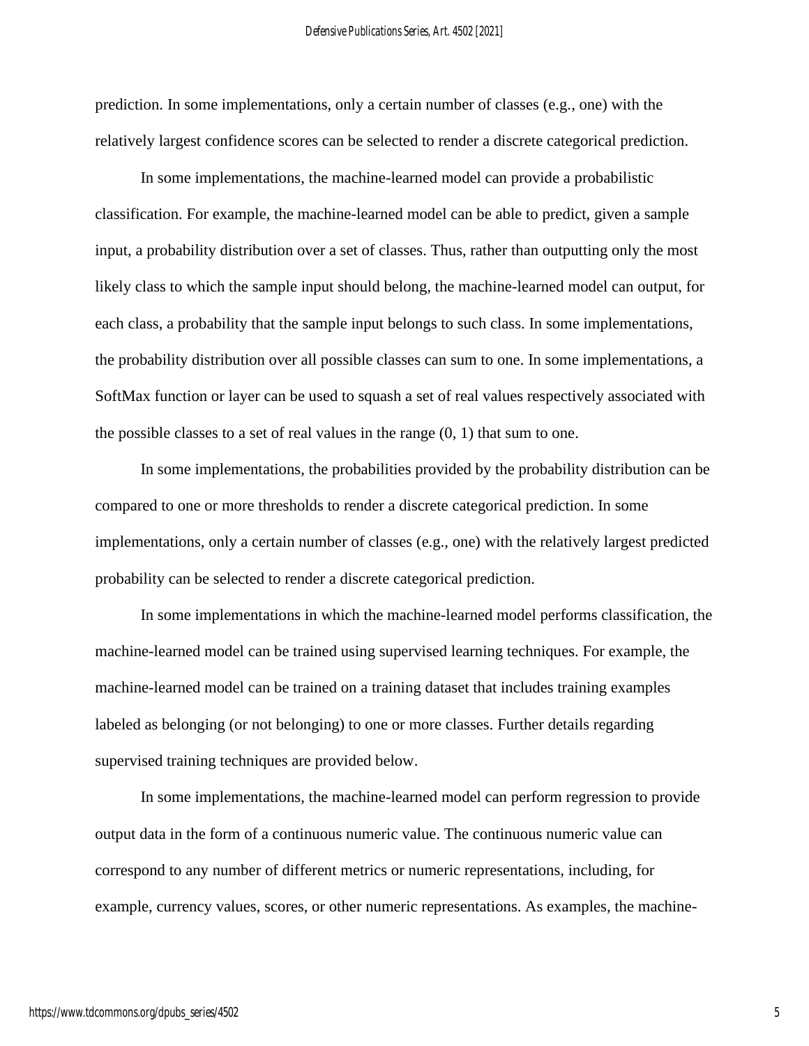prediction. In some implementations, only a certain number of classes (e.g., one) with the relatively largest confidence scores can be selected to render a discrete categorical prediction.

In some implementations, the machine-learned model can provide a probabilistic classification. For example, the machine-learned model can be able to predict, given a sample input, a probability distribution over a set of classes. Thus, rather than outputting only the most likely class to which the sample input should belong, the machine-learned model can output, for each class, a probability that the sample input belongs to such class. In some implementations, the probability distribution over all possible classes can sum to one. In some implementations, a SoftMax function or layer can be used to squash a set of real values respectively associated with the possible classes to a set of real values in the range (0, 1) that sum to one.

In some implementations, the probabilities provided by the probability distribution can be compared to one or more thresholds to render a discrete categorical prediction. In some implementations, only a certain number of classes (e.g., one) with the relatively largest predicted probability can be selected to render a discrete categorical prediction.

In some implementations in which the machine-learned model performs classification, the machine-learned model can be trained using supervised learning techniques. For example, the machine-learned model can be trained on a training dataset that includes training examples labeled as belonging (or not belonging) to one or more classes. Further details regarding supervised training techniques are provided below.

In some implementations, the machine-learned model can perform regression to provide output data in the form of a continuous numeric value. The continuous numeric value can correspond to any number of different metrics or numeric representations, including, for example, currency values, scores, or other numeric representations. As examples, the machine-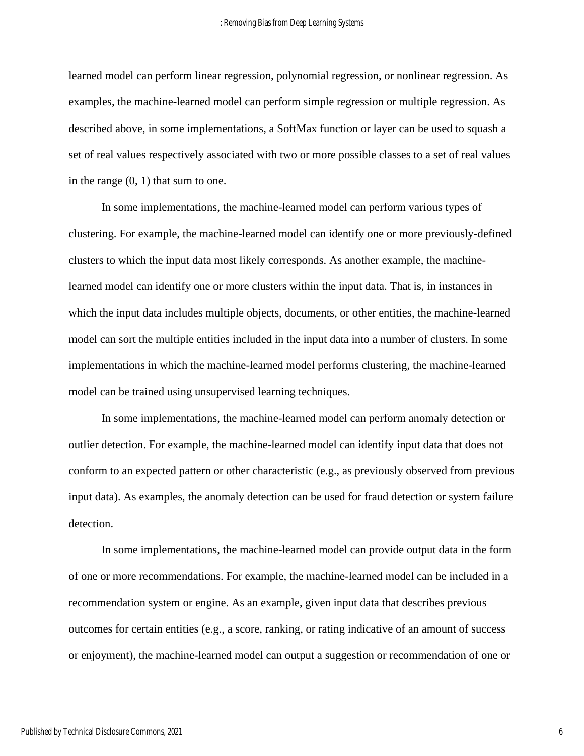learned model can perform linear regression, polynomial regression, or nonlinear regression. As examples, the machine-learned model can perform simple regression or multiple regression. As described above, in some implementations, a SoftMax function or layer can be used to squash a set of real values respectively associated with two or more possible classes to a set of real values in the range (0, 1) that sum to one.

In some implementations, the machine-learned model can perform various types of clustering. For example, the machine-learned model can identify one or more previously-defined clusters to which the input data most likely corresponds. As another example, the machine-learned model can identify one or more clusters within the input data. That is, in instances in which the input data includes multiple objects, documents, or other entities, the machine-learned model can sort the multiple entities included in the input data into a number of clusters. In some implementations in which the machine-learned model performs clustering, the machine-learned model can be trained using unsupervised learning techniques.

In some implementations, the machine-learned model can perform anomaly detection or outlier detection. For example, the machine-learned model can identify input data that does not conform to an expected pattern or other characteristic (e.g., as previously observed from previous input data). As examples, the anomaly detection can be used for fraud detection or system failure detection.

In some implementations, the machine-learned model can provide output data in the form of one or more recommendations. For example, the machine-learned model can be included in a recommendation system or engine. As an example, given input data that describes previous outcomes for certain entities (e.g., a score, ranking, or rating indicative of an amount of success or enjoyment), the machine-learned model can output a suggestion or recommendation of one or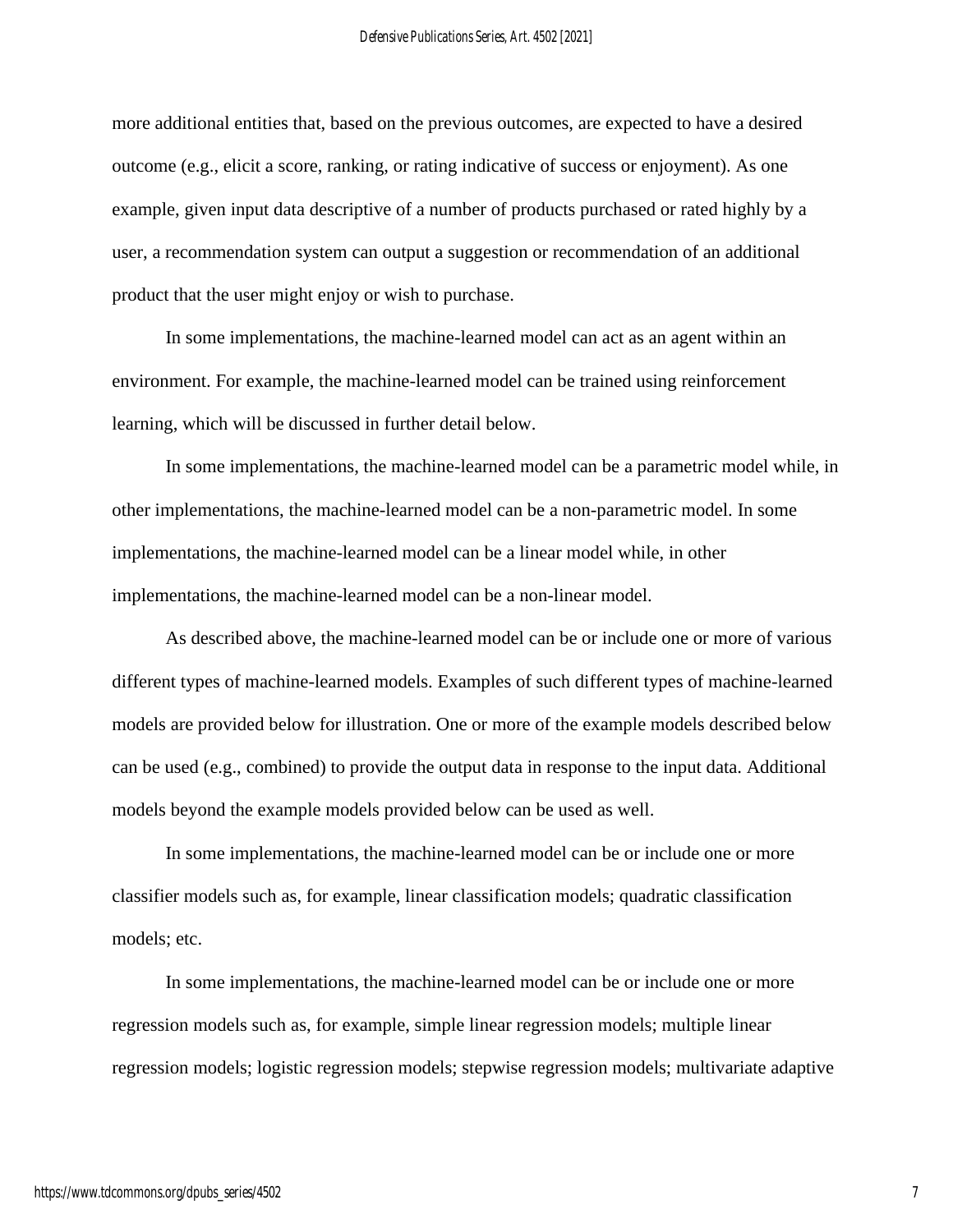more additional entities that, based on the previous outcomes, are expected to have a desired outcome (e.g., elicit a score, ranking, or rating indicative of success or enjoyment). As one example, given input data descriptive of a number of products purchased or rated highly by a user, a recommendation system can output a suggestion or recommendation of an additional product that the user might enjoy or wish to purchase.

In some implementations, the machine-learned model can act as an agent within an environment. For example, the machine-learned model can be trained using reinforcement learning, which will be discussed in further detail below.

In some implementations, the machine-learned model can be a parametric model while, in other implementations, the machine-learned model can be a non-parametric model. In some implementations, the machine-learned model can be a linear model while, in other implementations, the machine-learned model can be a non-linear model.

As described above, the machine-learned model can be or include one or more of various different types of machine-learned models. Examples of such different types of machine-learned models are provided below for illustration. One or more of the example models described below can be used (e.g., combined) to provide the output data in response to the input data. Additional models beyond the example models provided below can be used as well.

In some implementations, the machine-learned model can be or include one or more classifier models such as, for example, linear classification models; quadratic classification models; etc.

In some implementations, the machine-learned model can be or include one or more regression models such as, for example, simple linear regression models; multiple linear regression models; logistic regression models; stepwise regression models; multivariate adaptive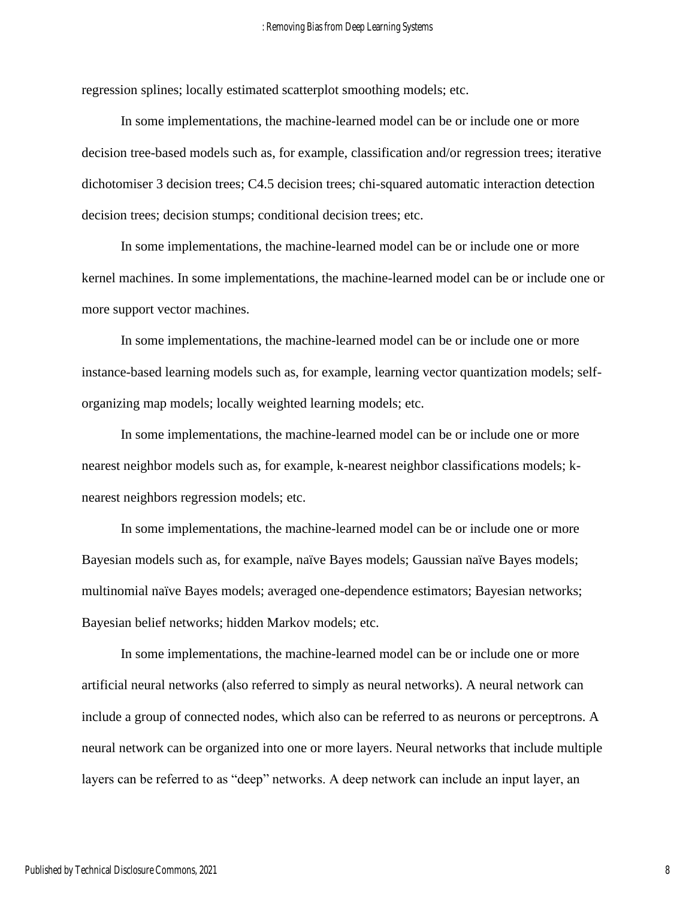regression splines; locally estimated scatterplot smoothing models; etc.

In some implementations, the machine-learned model can be or include one or more decision tree-based models such as, for example, classification and/or regression trees; iterative dichotomiser 3 decision trees; C4.5 decision trees; chi-squared automatic interaction detection decision trees; decision stumps; conditional decision trees; etc.

In some implementations, the machine-learned model can be or include one or more kernel machines. In some implementations, the machine-learned model can be or include one or more support vector machines.

In some implementations, the machine-learned model can be or include one or more instance-based learning models such as, for example, learning vector quantization models; self-organizing map models; locally weighted learning models; etc.

In some implementations, the machine-learned model can be or include one or more nearest neighbor models such as, for example, k-nearest neighbor classifications models; k-nearest neighbors regression models; etc.

In some implementations, the machine-learned model can be or include one or more Bayesian models such as, for example, naïve Bayes models; Gaussian naïve Bayes models; multinomial naïve Bayes models; averaged one-dependence estimators; Bayesian networks; Bayesian belief networks; hidden Markov models; etc.

In some implementations, the machine-learned model can be or include one or more artificial neural networks (also referred to simply as neural networks). A neural network can include a group of connected nodes, which also can be referred to as neurons or perceptrons. A neural network can be organized into one or more layers. Neural networks that include multiple layers can be referred to as "deep" networks. A deep network can include an input layer, an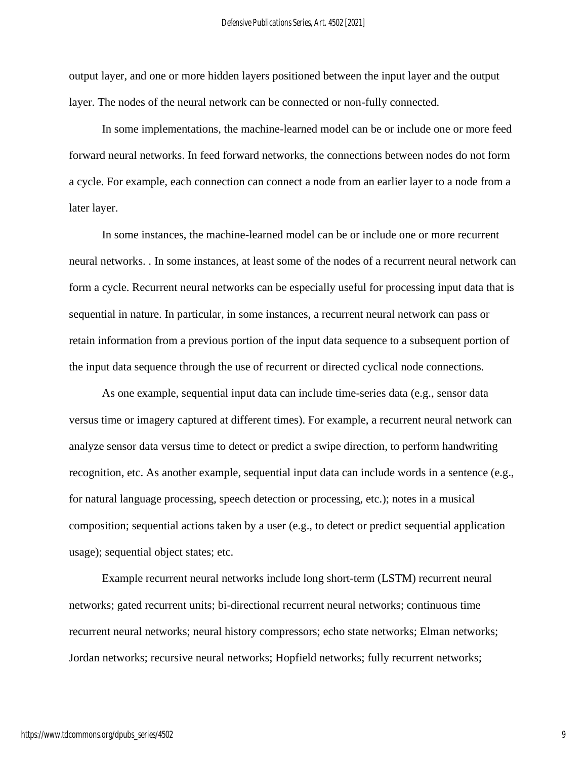output layer, and one or more hidden layers positioned between the input layer and the output layer. The nodes of the neural network can be connected or non-fully connected.

In some implementations, the machine-learned model can be or include one or more feed forward neural networks. In feed forward networks, the connections between nodes do not form a cycle. For example, each connection can connect a node from an earlier layer to a node from a later layer.

In some instances, the machine-learned model can be or include one or more recurrent neural networks. . In some instances, at least some of the nodes of a recurrent neural network can form a cycle. Recurrent neural networks can be especially useful for processing input data that is sequential in nature. In particular, in some instances, a recurrent neural network can pass or retain information from a previous portion of the input data sequence to a subsequent portion of the input data sequence through the use of recurrent or directed cyclical node connections.

As one example, sequential input data can include time-series data (e.g., sensor data versus time or imagery captured at different times). For example, a recurrent neural network can analyze sensor data versus time to detect or predict a swipe direction, to perform handwriting recognition, etc. As another example, sequential input data can include words in a sentence (e.g., for natural language processing, speech detection or processing, etc.); notes in a musical composition; sequential actions taken by a user (e.g., to detect or predict sequential application usage); sequential object states; etc.

Example recurrent neural networks include long short-term (LSTM) recurrent neural networks; gated recurrent units; bi-directional recurrent neural networks; continuous time recurrent neural networks; neural history compressors; echo state networks; Elman networks; Jordan networks; recursive neural networks; Hopfield networks; fully recurrent networks;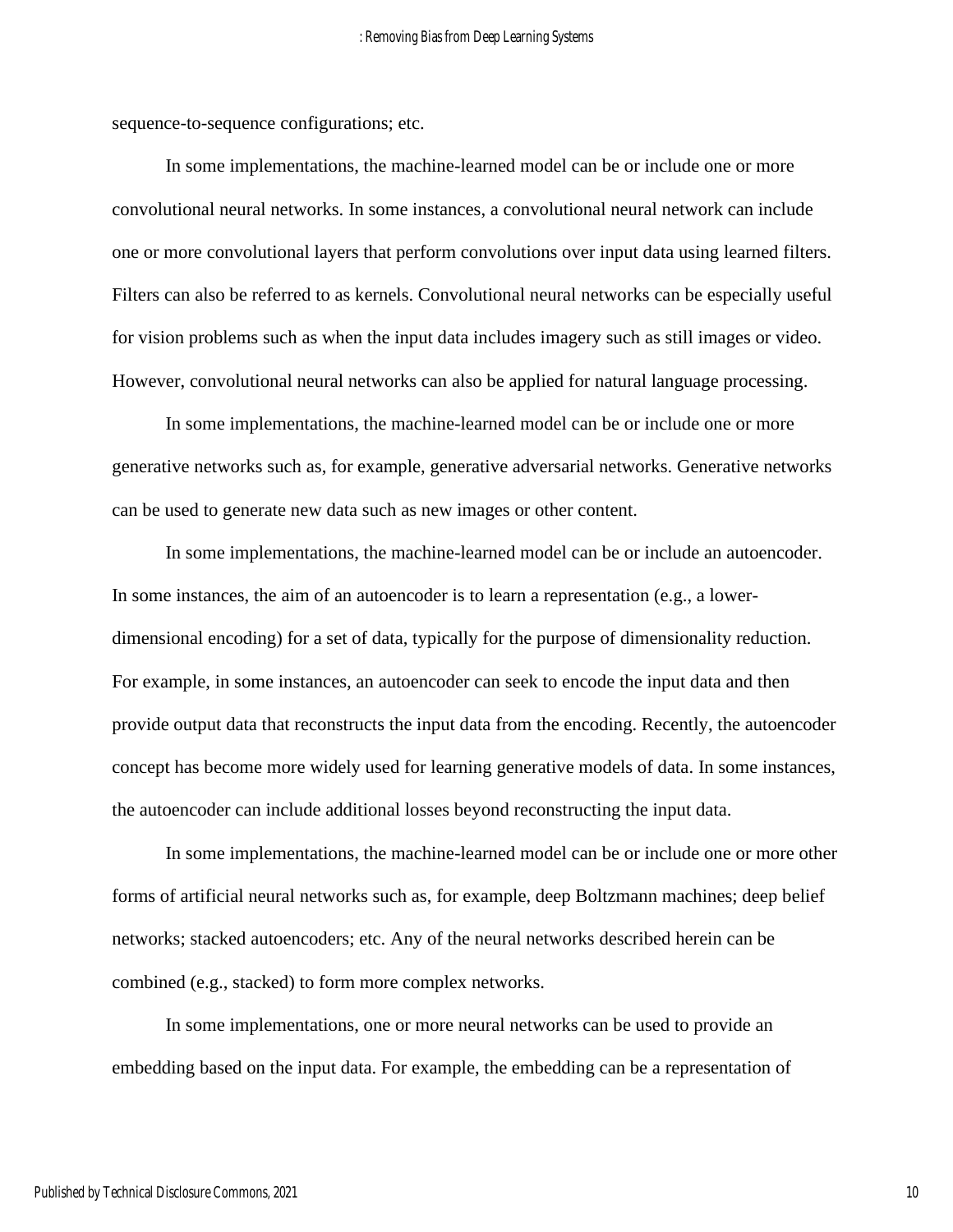sequence-to-sequence configurations; etc.

In some implementations, the machine-learned model can be or include one or more convolutional neural networks. In some instances, a convolutional neural network can include one or more convolutional layers that perform convolutions over input data using learned filters. Filters can also be referred to as kernels. Convolutional neural networks can be especially useful for vision problems such as when the input data includes imagery such as still images or video. However, convolutional neural networks can also be applied for natural language processing.

In some implementations, the machine-learned model can be or include one or more generative networks such as, for example, generative adversarial networks. Generative networks can be used to generate new data such as new images or other content.

In some implementations, the machine-learned model can be or include an autoencoder. In some instances, the aim of an autoencoder is to learn a representation (e.g., a lower-dimensional encoding) for a set of data, typically for the purpose of dimensionality reduction. For example, in some instances, an autoencoder can seek to encode the input data and then provide output data that reconstructs the input data from the encoding. Recently, the autoencoder concept has become more widely used for learning generative models of data. In some instances, the autoencoder can include additional losses beyond reconstructing the input data.

In some implementations, the machine-learned model can be or include one or more other forms of artificial neural networks such as, for example, deep Boltzmann machines; deep belief networks; stacked autoencoders; etc. Any of the neural networks described herein can be combined (e.g., stacked) to form more complex networks.

In some implementations, one or more neural networks can be used to provide an embedding based on the input data. For example, the embedding can be a representation of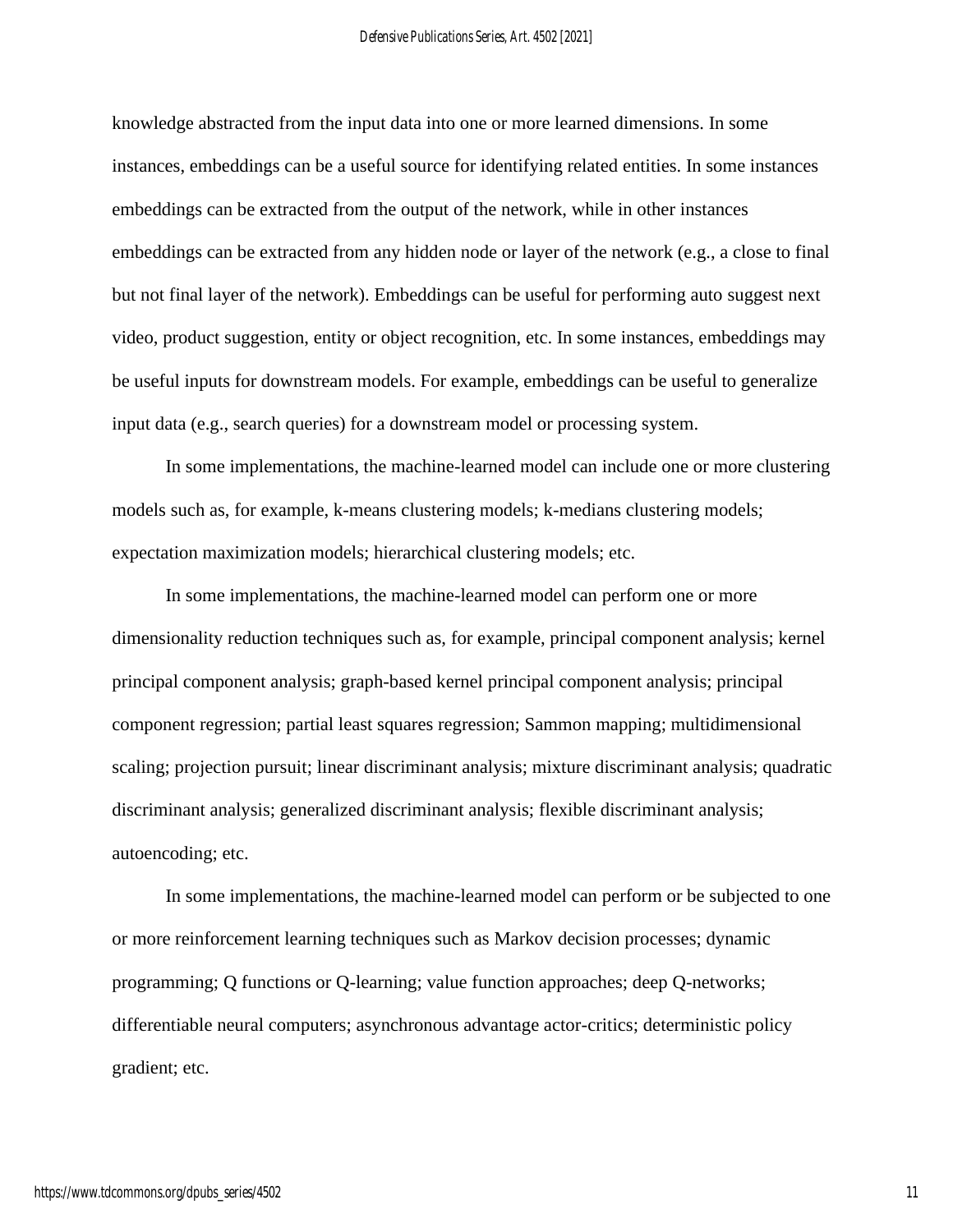knowledge abstracted from the input data into one or more learned dimensions. In some instances, embeddings can be a useful source for identifying related entities. In some instances embeddings can be extracted from the output of the network, while in other instances embeddings can be extracted from any hidden node or layer of the network (e.g., a close to final but not final layer of the network). Embeddings can be useful for performing auto suggest next video, product suggestion, entity or object recognition, etc. In some instances, embeddings may be useful inputs for downstream models. For example, embeddings can be useful to generalize input data (e.g., search queries) for a downstream model or processing system.

In some implementations, the machine-learned model can include one or more clustering models such as, for example, k-means clustering models; k-medians clustering models; expectation maximization models; hierarchical clustering models; etc.

In some implementations, the machine-learned model can perform one or more dimensionality reduction techniques such as, for example, principal component analysis; kernel principal component analysis; graph-based kernel principal component analysis; principal component regression; partial least squares regression; Sammon mapping; multidimensional scaling; projection pursuit; linear discriminant analysis; mixture discriminant analysis; quadratic discriminant analysis; generalized discriminant analysis; flexible discriminant analysis; autoencoding; etc.

In some implementations, the machine-learned model can perform or be subjected to one or more reinforcement learning techniques such as Markov decision processes; dynamic programming; Q functions or Q-learning; value function approaches; deep Q-networks; differentiable neural computers; asynchronous advantage actor-critics; deterministic policy gradient; etc.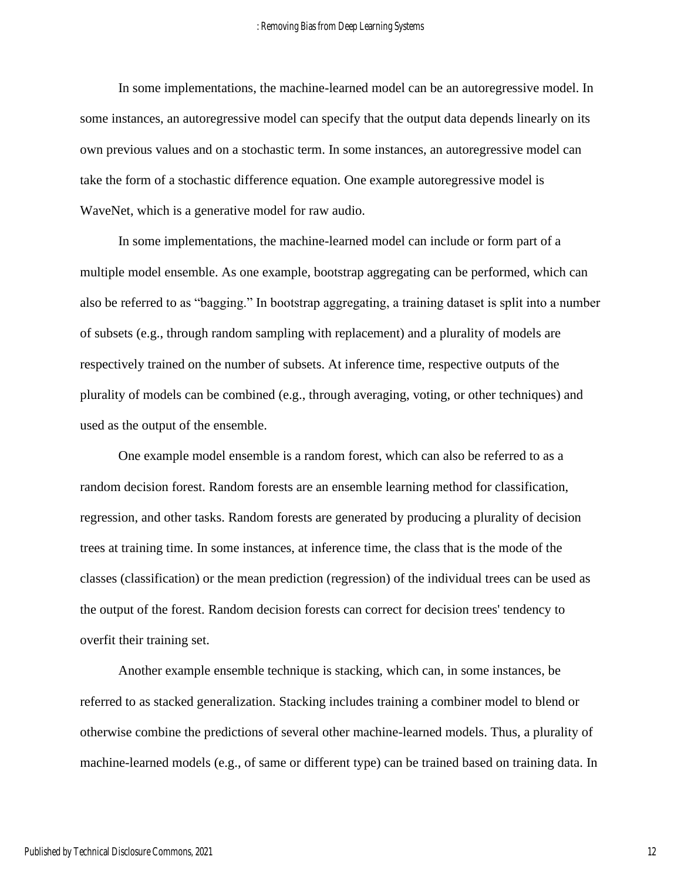In some implementations, the machine-learned model can be an autoregressive model. In some instances, an autoregressive model can specify that the output data depends linearly on its own previous values and on a stochastic term. In some instances, an autoregressive model can take the form of a stochastic difference equation. One example autoregressive model is WaveNet, which is a generative model for raw audio.

In some implementations, the machine-learned model can include or form part of a multiple model ensemble. As one example, bootstrap aggregating can be performed, which can also be referred to as "bagging." In bootstrap aggregating, a training dataset is split into a number of subsets (e.g., through random sampling with replacement) and a plurality of models are respectively trained on the number of subsets. At inference time, respective outputs of the plurality of models can be combined (e.g., through averaging, voting, or other techniques) and used as the output of the ensemble.

One example model ensemble is a random forest, which can also be referred to as a random decision forest. Random forests are an ensemble learning method for classification, regression, and other tasks. Random forests are generated by producing a plurality of decision trees at training time. In some instances, at inference time, the class that is the mode of the classes (classification) or the mean prediction (regression) of the individual trees can be used as the output of the forest. Random decision forests can correct for decision trees' tendency to overfit their training set.

Another example ensemble technique is stacking, which can, in some instances, be referred to as stacked generalization. Stacking includes training a combiner model to blend or otherwise combine the predictions of several other machine-learned models. Thus, a plurality of machine-learned models (e.g., of same or different type) can be trained based on training data. In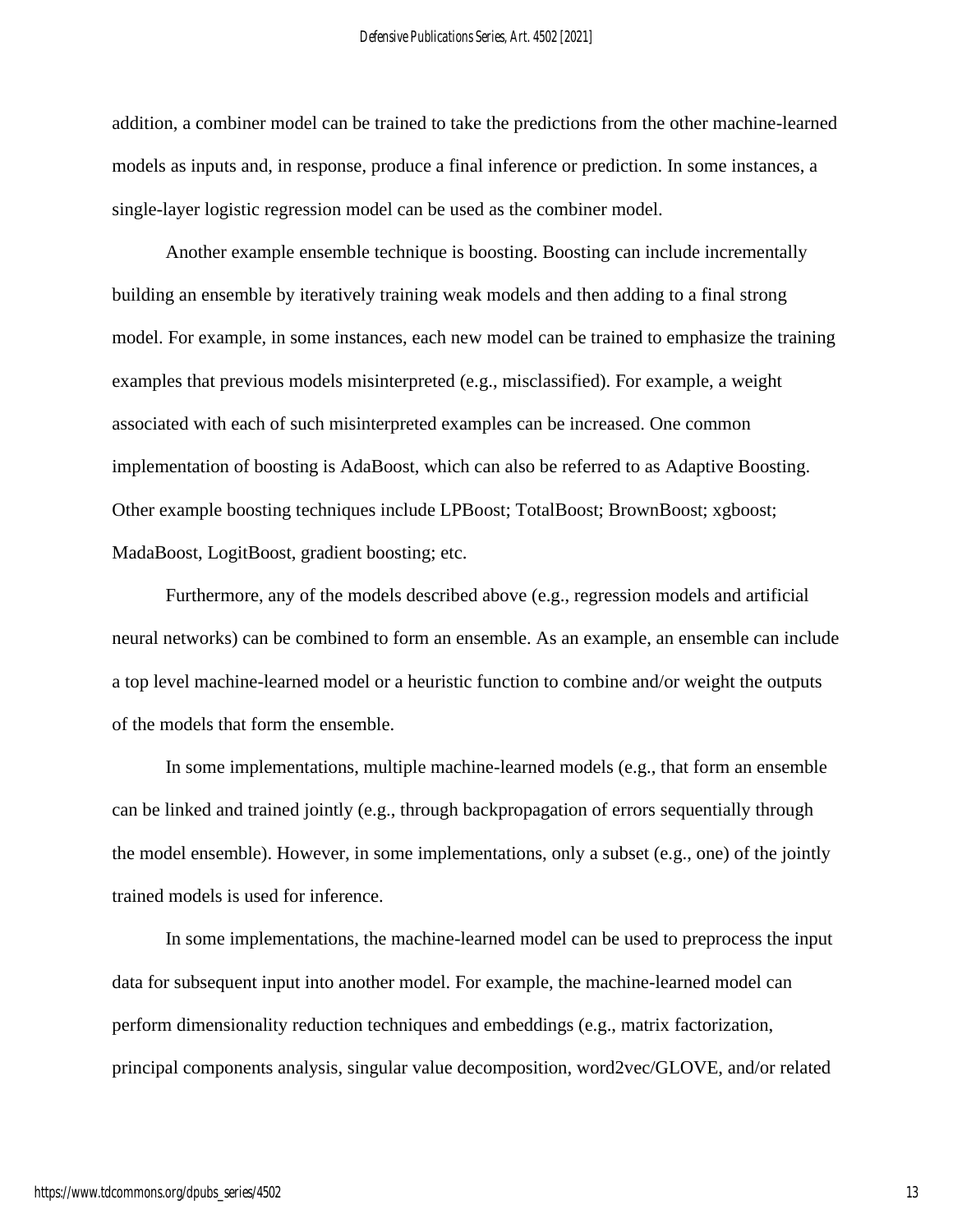addition, a combiner model can be trained to take the predictions from the other machine-learned models as inputs and, in response, produce a final inference or prediction. In some instances, a single-layer logistic regression model can be used as the combiner model.

Another example ensemble technique is boosting. Boosting can include incrementally building an ensemble by iteratively training weak models and then adding to a final strong model. For example, in some instances, each new model can be trained to emphasize the training examples that previous models misinterpreted (e.g., misclassified). For example, a weight associated with each of such misinterpreted examples can be increased. One common implementation of boosting is AdaBoost, which can also be referred to as Adaptive Boosting. Other example boosting techniques include LPBoost; TotalBoost; BrownBoost; xgboost; MadaBoost, LogitBoost, gradient boosting; etc.

Furthermore, any of the models described above (e.g., regression models and artificial neural networks) can be combined to form an ensemble. As an example, an ensemble can include a top level machine-learned model or a heuristic function to combine and/or weight the outputs of the models that form the ensemble.

In some implementations, multiple machine-learned models (e.g., that form an ensemble can be linked and trained jointly (e.g., through backpropagation of errors sequentially through the model ensemble). However, in some implementations, only a subset (e.g., one) of the jointly trained models is used for inference.

In some implementations, the machine-learned model can be used to preprocess the input data for subsequent input into another model. For example, the machine-learned model can perform dimensionality reduction techniques and embeddings (e.g., matrix factorization, principal components analysis, singular value decomposition, word2vec/GLOVE, and/or related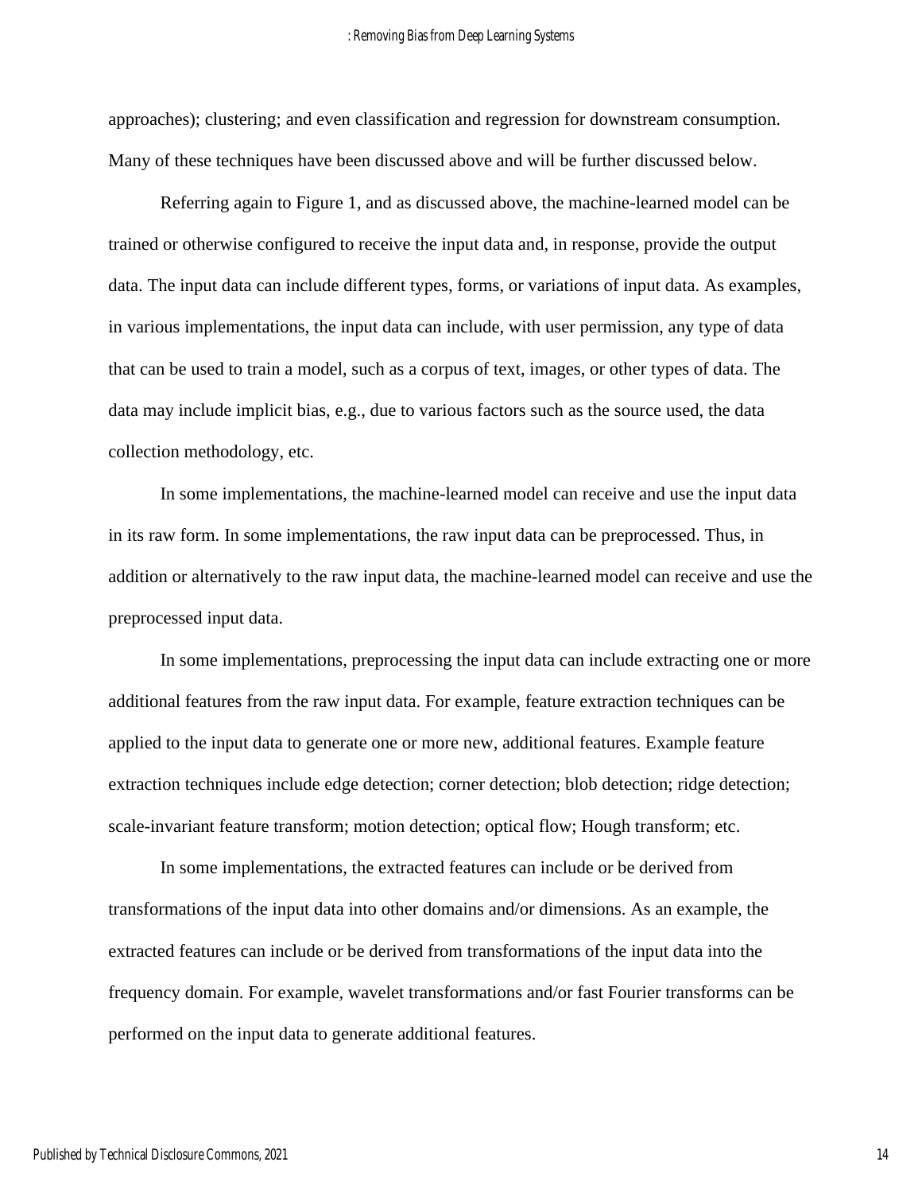approaches); clustering; and even classification and regression for downstream consumption. Many of these techniques have been discussed above and will be further discussed below.

Referring again to Figure 1, and as discussed above, the machine-learned model can be trained or otherwise configured to receive the input data and, in response, provide the output data. The input data can include different types, forms, or variations of input data. As examples, in various implementations, the input data can include, with user permission, any type of data that can be used to train a model, such as a corpus of text, images, or other types of data. The data may include implicit bias, e.g., due to various factors such as the source used, the data collection methodology, etc.

In some implementations, the machine-learned model can receive and use the input data in its raw form. In some implementations, the raw input data can be preprocessed. Thus, in addition or alternatively to the raw input data, the machine-learned model can receive and use the preprocessed input data.

In some implementations, preprocessing the input data can include extracting one or more additional features from the raw input data. For example, feature extraction techniques can be applied to the input data to generate one or more new, additional features. Example feature extraction techniques include edge detection; corner detection; blob detection; ridge detection; scale-invariant feature transform; motion detection; optical flow; Hough transform; etc.

In some implementations, the extracted features can include or be derived from transformations of the input data into other domains and/or dimensions. As an example, the extracted features can include or be derived from transformations of the input data into the frequency domain. For example, wavelet transformations and/or fast Fourier transforms can be performed on the input data to generate additional features.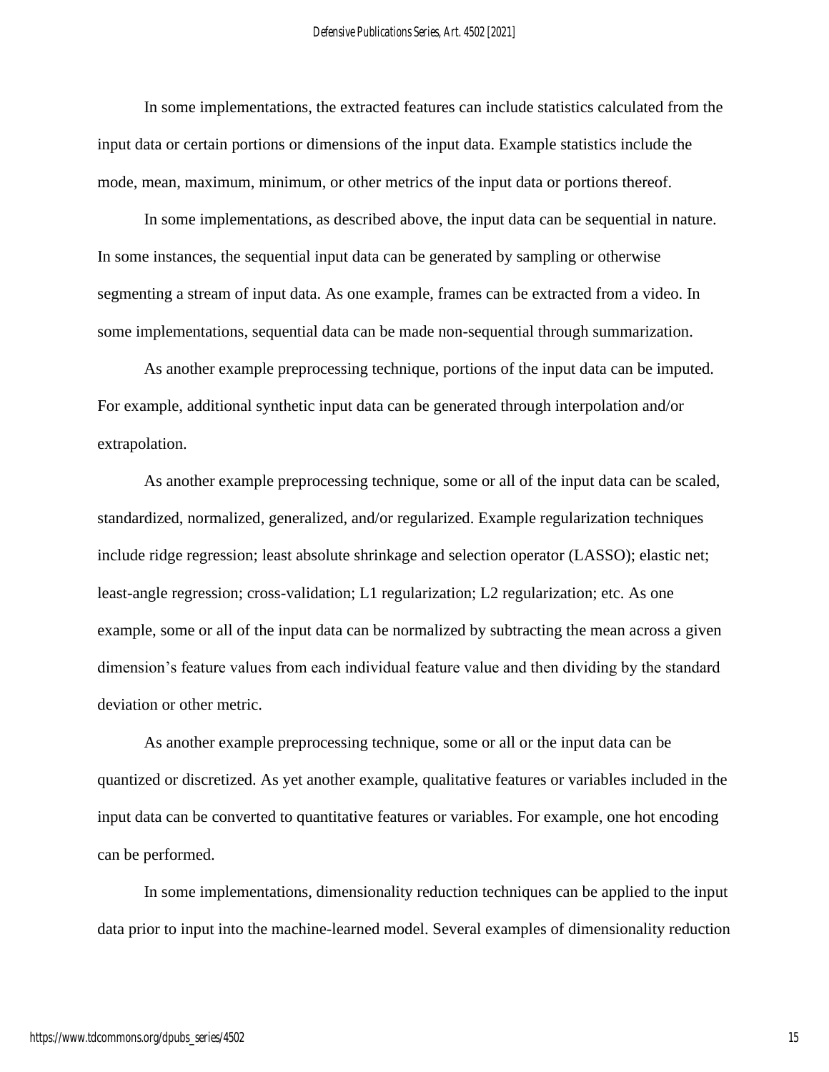In some implementations, the extracted features can include statistics calculated from the input data or certain portions or dimensions of the input data. Example statistics include the mode, mean, maximum, minimum, or other metrics of the input data or portions thereof.

In some implementations, as described above, the input data can be sequential in nature. In some instances, the sequential input data can be generated by sampling or otherwise segmenting a stream of input data. As one example, frames can be extracted from a video. In some implementations, sequential data can be made non-sequential through summarization.

As another example preprocessing technique, portions of the input data can be imputed. For example, additional synthetic input data can be generated through interpolation and/or extrapolation.

As another example preprocessing technique, some or all of the input data can be scaled, standardized, normalized, generalized, and/or regularized. Example regularization techniques include ridge regression; least absolute shrinkage and selection operator (LASSO); elastic net; least-angle regression; cross-validation; L1 regularization; L2 regularization; etc. As one example, some or all of the input data can be normalized by subtracting the mean across a given dimension's feature values from each individual feature value and then dividing by the standard deviation or other metric.

As another example preprocessing technique, some or all or the input data can be quantized or discretized. As yet another example, qualitative features or variables included in the input data can be converted to quantitative features or variables. For example, one hot encoding can be performed.

In some implementations, dimensionality reduction techniques can be applied to the input data prior to input into the machine-learned model. Several examples of dimensionality reduction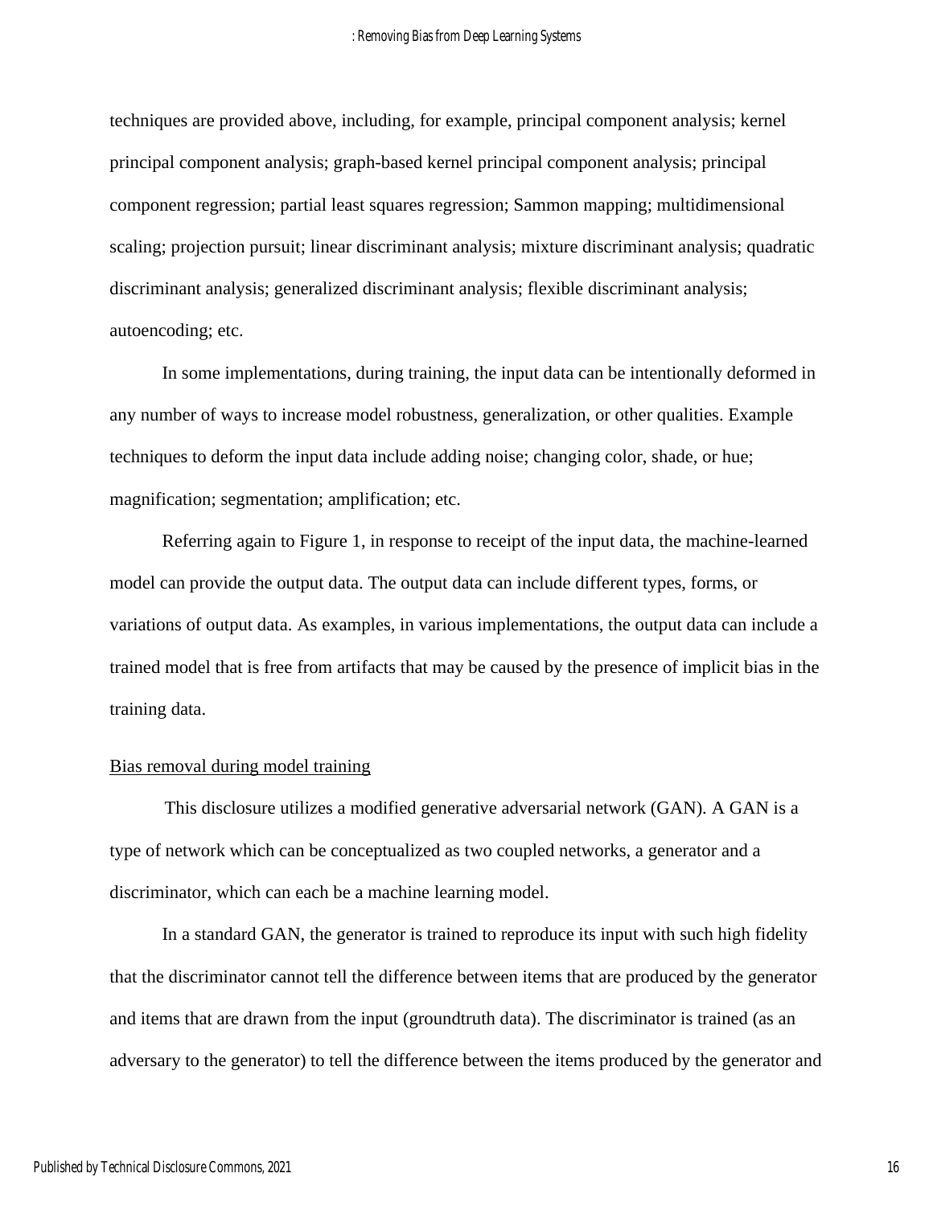techniques are provided above, including, for example, principal component analysis; kernel principal component analysis; graph-based kernel principal component analysis; principal component regression; partial least squares regression; Sammon mapping; multidimensional scaling; projection pursuit; linear discriminant analysis; mixture discriminant analysis; quadratic discriminant analysis; generalized discriminant analysis; flexible discriminant analysis; autoencoding; etc.

In some implementations, during training, the input data can be intentionally deformed in any number of ways to increase model robustness, generalization, or other qualities. Example techniques to deform the input data include adding noise; changing color, shade, or hue; magnification; segmentation; amplification; etc.

Referring again to Figure 1, in response to receipt of the input data, the machine-learned model can provide the output data. The output data can include different types, forms, or variations of output data. As examples, in various implementations, the output data can include a trained model that is free from artifacts that may be caused by the presence of implicit bias in the training data.

Bias removal during model training

This disclosure utilizes a modified generative adversarial network (GAN). A GAN is a type of network which can be conceptualized as two coupled networks, a generator and a discriminator, which can each be a machine learning model.

In a standard GAN, the generator is trained to reproduce its input with such high fidelity that the discriminator cannot tell the difference between items that are produced by the generator and items that are drawn from the input (groundtruth data). The discriminator is trained (as an adversary to the generator) to tell the difference between the items produced by the generator and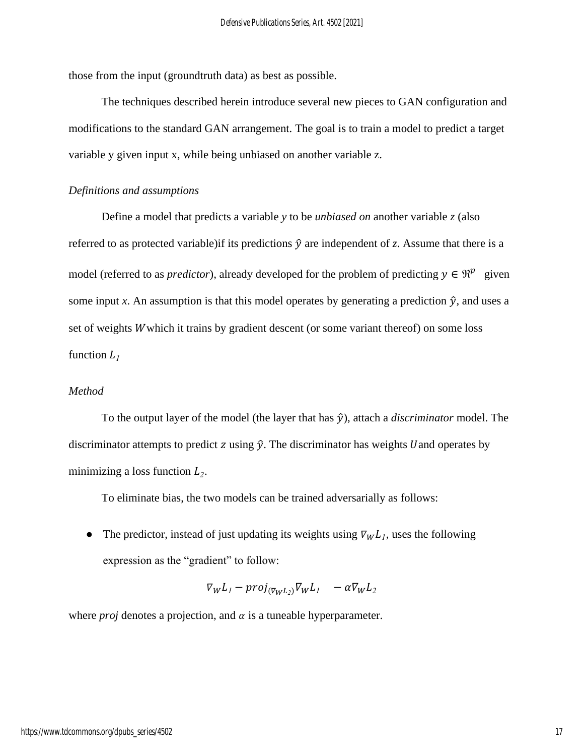those from the input (groundtruth data) as best as possible.

The techniques described herein introduce several new pieces to GAN configuration and modifications to the standard GAN arrangement. The goal is to train a model to predict a target variable y given input x, while being unbiased on another variable z.

*Definitions and assumptions*

Define a model that predicts a variable *y* to be *unbiased on* another variable *z* (also referred to as protected variable)if its predictions $\hat{y}$ are independent of *z*. Assume that there is a model (referred to as *predictor*), already developed for the problem of predicting $y \in \Re^p$ given some input *x*. An assumption is that this model operates by generating a prediction $\hat{y}$, and uses a set of weights $W$ which it trains by gradient descent (or some variant thereof) on some loss function $L_1$

*Method*

To the output layer of the model (the layer that has $\hat{y}$), attach a *discriminator* model. The discriminator attempts to predict $z$ using $\hat{y}$. The discriminator has weights $U$ and operates by minimizing a loss function $L_2$.

To eliminate bias, the two models can be trained adversarially as follows:

- The predictor, instead of just updating its weights using $\nabla_W L_1$, uses the following expression as the "gradient" to follow:

$$\nabla_W L_1 - proj_{(\nabla_W L_2)} \nabla_W L_1 \quad - \alpha \nabla_W L_2$$

where *proj* denotes a projection, and $\alpha$ is a tuneable hyperparameter.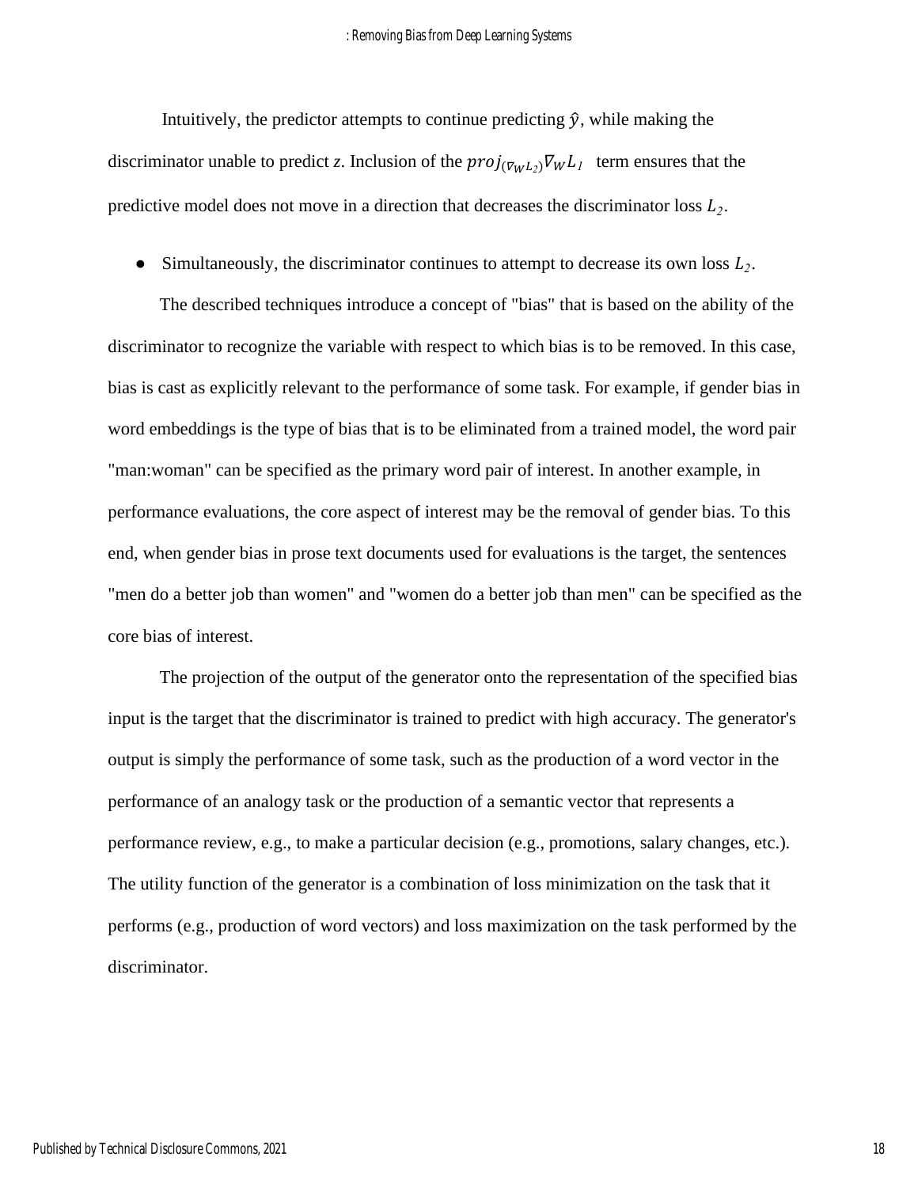Intuitively, the predictor attempts to continue predicting $\hat{y}$, while making the discriminator unable to predict *z*. Inclusion of the $proj_{(\nabla_W L_2)}\nabla_W L_1$ term ensures that the predictive model does not move in a direction that decreases the discriminator loss $L_2$.

- Simultaneously, the discriminator continues to attempt to decrease its own loss $L_2$.

The described techniques introduce a concept of "bias" that is based on the ability of the discriminator to recognize the variable with respect to which bias is to be removed. In this case, bias is cast as explicitly relevant to the performance of some task. For example, if gender bias in word embeddings is the type of bias that is to be eliminated from a trained model, the word pair "man:woman" can be specified as the primary word pair of interest. In another example, in performance evaluations, the core aspect of interest may be the removal of gender bias. To this end, when gender bias in prose text documents used for evaluations is the target, the sentences "men do a better job than women" and "women do a better job than men" can be specified as the core bias of interest.

The projection of the output of the generator onto the representation of the specified bias input is the target that the discriminator is trained to predict with high accuracy. The generator's output is simply the performance of some task, such as the production of a word vector in the performance of an analogy task or the production of a semantic vector that represents a performance review, e.g., to make a particular decision (e.g., promotions, salary changes, etc.). The utility function of the generator is a combination of loss minimization on the task that it performs (e.g., production of word vectors) and loss maximization on the task performed by the discriminator.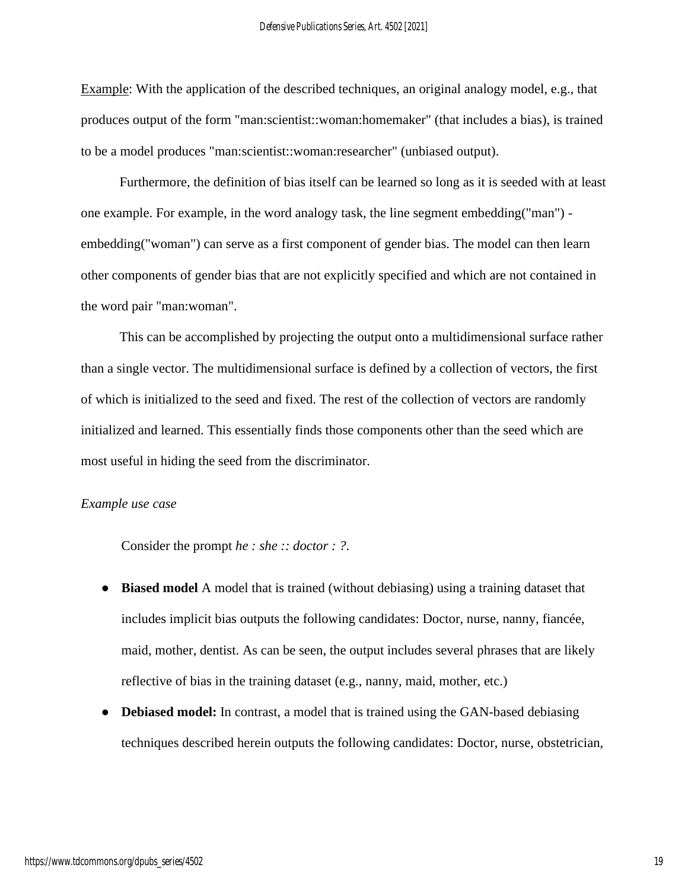Example: With the application of the described techniques, an original analogy model, e.g., that produces output of the form "man:scientist::woman:homemaker" (that includes a bias), is trained to be a model produces "man:scientist::woman:researcher" (unbiased output).

Furthermore, the definition of bias itself can be learned so long as it is seeded with at least one example. For example, in the word analogy task, the line segment embedding("man") - embedding("woman") can serve as a first component of gender bias. The model can then learn other components of gender bias that are not explicitly specified and which are not contained in the word pair "man:woman".

This can be accomplished by projecting the output onto a multidimensional surface rather than a single vector. The multidimensional surface is defined by a collection of vectors, the first of which is initialized to the seed and fixed. The rest of the collection of vectors are randomly initialized and learned. This essentially finds those components other than the seed which are most useful in hiding the seed from the discriminator.

*Example use case*

Consider the prompt *he : she :: doctor : ?*.

- **Biased model** A model that is trained (without debiasing) using a training dataset that includes implicit bias outputs the following candidates: Doctor, nurse, nanny, fiancée, maid, mother, dentist. As can be seen, the output includes several phrases that are likely reflective of bias in the training dataset (e.g., nanny, maid, mother, etc.)
- **Debiased model:** In contrast, a model that is trained using the GAN-based debiasing techniques described herein outputs the following candidates: Doctor, nurse, obstetrician,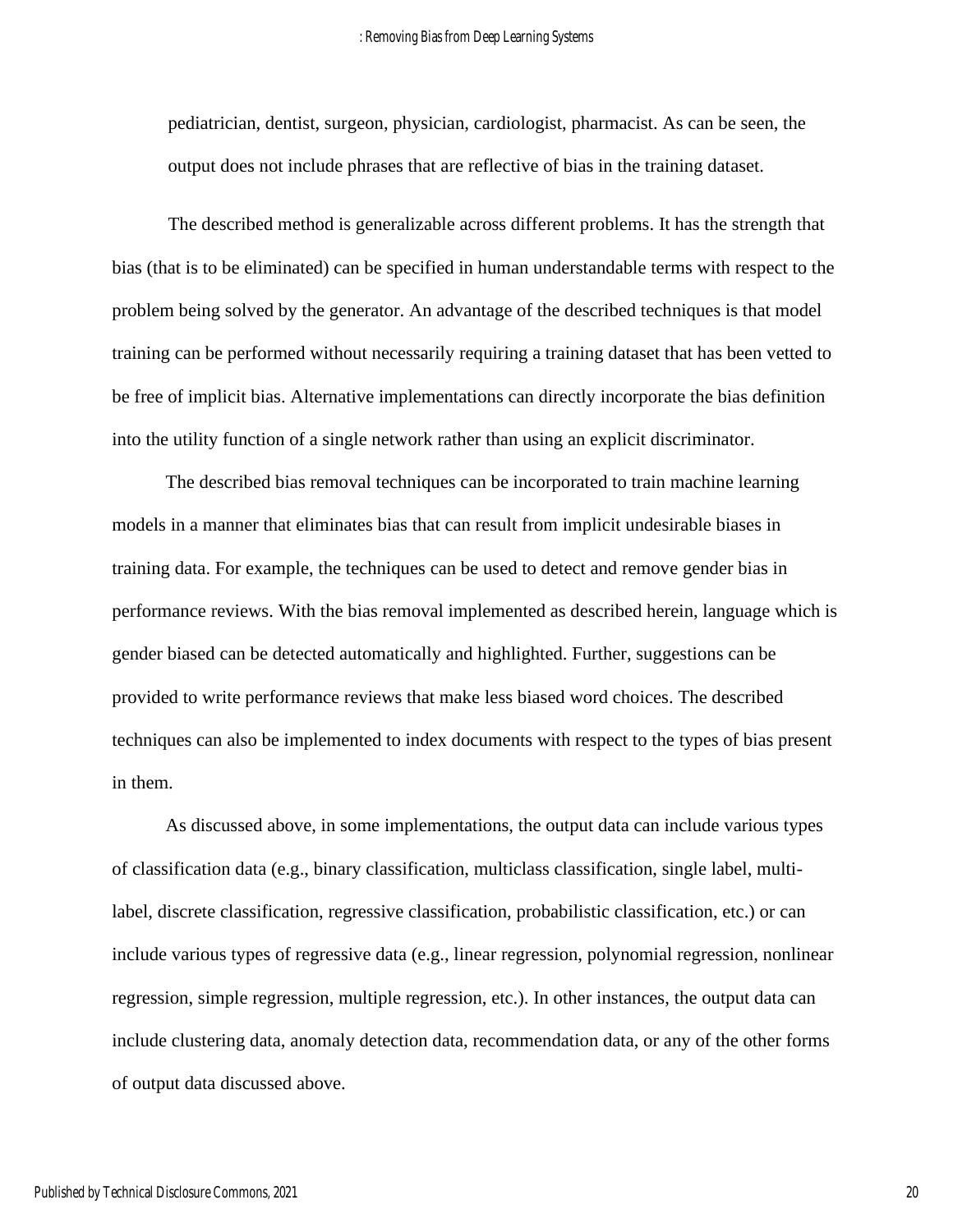pediatrician, dentist, surgeon, physician, cardiologist, pharmacist. As can be seen, the output does not include phrases that are reflective of bias in the training dataset.

The described method is generalizable across different problems. It has the strength that bias (that is to be eliminated) can be specified in human understandable terms with respect to the problem being solved by the generator. An advantage of the described techniques is that model training can be performed without necessarily requiring a training dataset that has been vetted to be free of implicit bias. Alternative implementations can directly incorporate the bias definition into the utility function of a single network rather than using an explicit discriminator.

The described bias removal techniques can be incorporated to train machine learning models in a manner that eliminates bias that can result from implicit undesirable biases in training data. For example, the techniques can be used to detect and remove gender bias in performance reviews. With the bias removal implemented as described herein, language which is gender biased can be detected automatically and highlighted. Further, suggestions can be provided to write performance reviews that make less biased word choices. The described techniques can also be implemented to index documents with respect to the types of bias present in them.

As discussed above, in some implementations, the output data can include various types of classification data (e.g., binary classification, multiclass classification, single label, multi-label, discrete classification, regressive classification, probabilistic classification, etc.) or can include various types of regressive data (e.g., linear regression, polynomial regression, nonlinear regression, simple regression, multiple regression, etc.). In other instances, the output data can include clustering data, anomaly detection data, recommendation data, or any of the other forms of output data discussed above.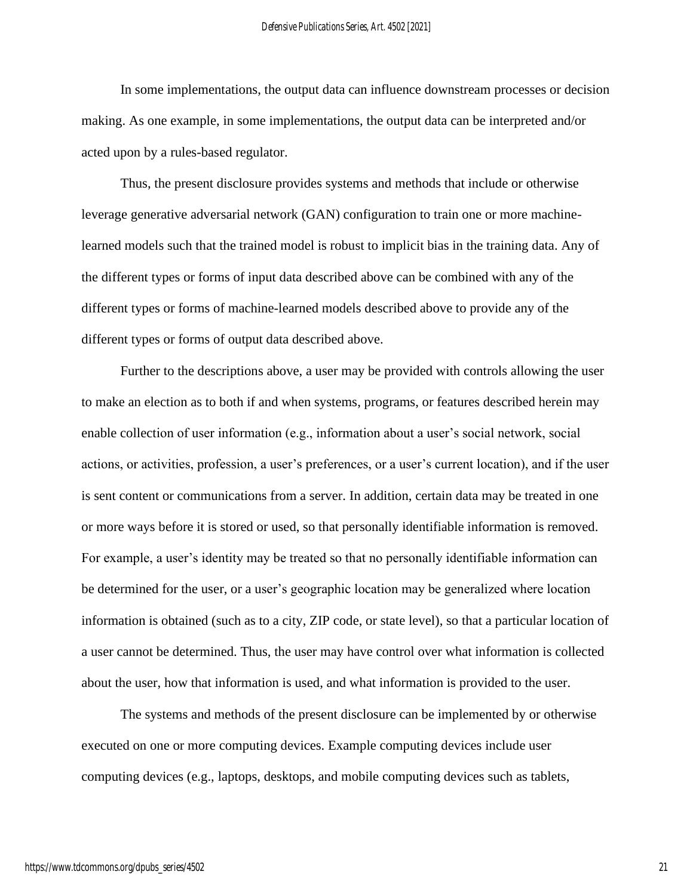In some implementations, the output data can influence downstream processes or decision making. As one example, in some implementations, the output data can be interpreted and/or acted upon by a rules-based regulator.

Thus, the present disclosure provides systems and methods that include or otherwise leverage generative adversarial network (GAN) configuration to train one or more machine-learned models such that the trained model is robust to implicit bias in the training data. Any of the different types or forms of input data described above can be combined with any of the different types or forms of machine-learned models described above to provide any of the different types or forms of output data described above.

Further to the descriptions above, a user may be provided with controls allowing the user to make an election as to both if and when systems, programs, or features described herein may enable collection of user information (e.g., information about a user's social network, social actions, or activities, profession, a user's preferences, or a user's current location), and if the user is sent content or communications from a server. In addition, certain data may be treated in one or more ways before it is stored or used, so that personally identifiable information is removed. For example, a user's identity may be treated so that no personally identifiable information can be determined for the user, or a user's geographic location may be generalized where location information is obtained (such as to a city, ZIP code, or state level), so that a particular location of a user cannot be determined. Thus, the user may have control over what information is collected about the user, how that information is used, and what information is provided to the user.

The systems and methods of the present disclosure can be implemented by or otherwise executed on one or more computing devices. Example computing devices include user computing devices (e.g., laptops, desktops, and mobile computing devices such as tablets,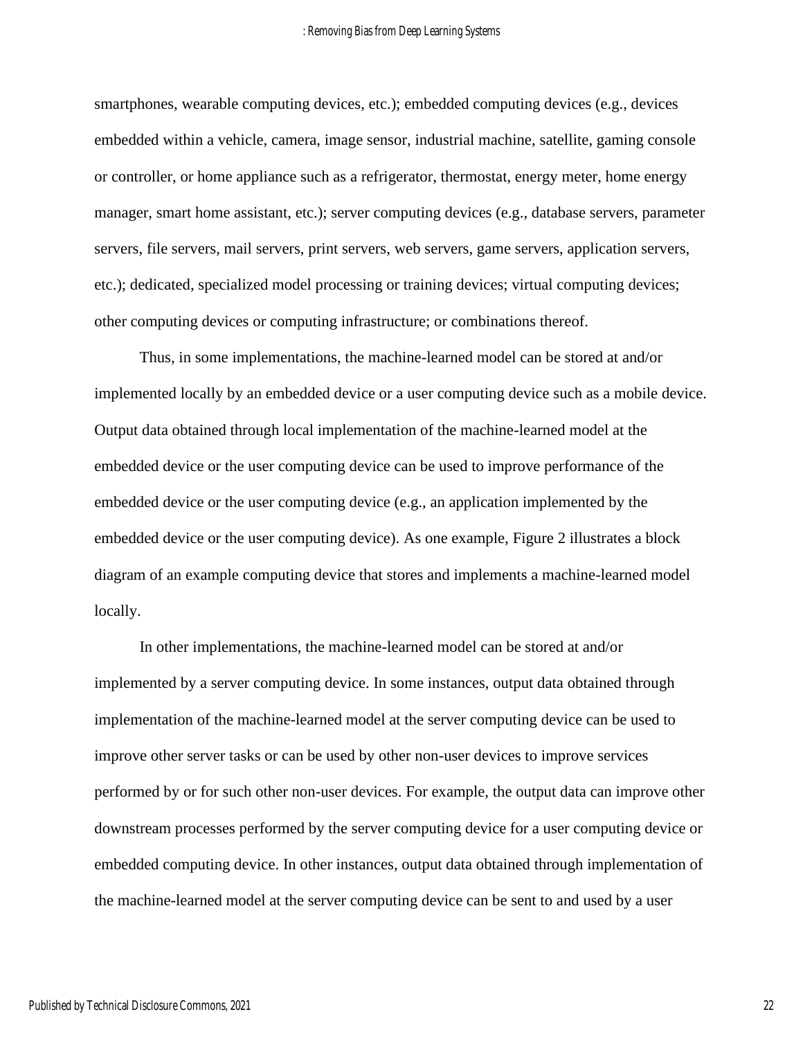smartphones, wearable computing devices, etc.); embedded computing devices (e.g., devices embedded within a vehicle, camera, image sensor, industrial machine, satellite, gaming console or controller, or home appliance such as a refrigerator, thermostat, energy meter, home energy manager, smart home assistant, etc.); server computing devices (e.g., database servers, parameter servers, file servers, mail servers, print servers, web servers, game servers, application servers, etc.); dedicated, specialized model processing or training devices; virtual computing devices; other computing devices or computing infrastructure; or combinations thereof.

Thus, in some implementations, the machine-learned model can be stored at and/or implemented locally by an embedded device or a user computing device such as a mobile device. Output data obtained through local implementation of the machine-learned model at the embedded device or the user computing device can be used to improve performance of the embedded device or the user computing device (e.g., an application implemented by the embedded device or the user computing device). As one example, Figure 2 illustrates a block diagram of an example computing device that stores and implements a machine-learned model locally.

In other implementations, the machine-learned model can be stored at and/or implemented by a server computing device. In some instances, output data obtained through implementation of the machine-learned model at the server computing device can be used to improve other server tasks or can be used by other non-user devices to improve services performed by or for such other non-user devices. For example, the output data can improve other downstream processes performed by the server computing device for a user computing device or embedded computing device. In other instances, output data obtained through implementation of the machine-learned model at the server computing device can be sent to and used by a user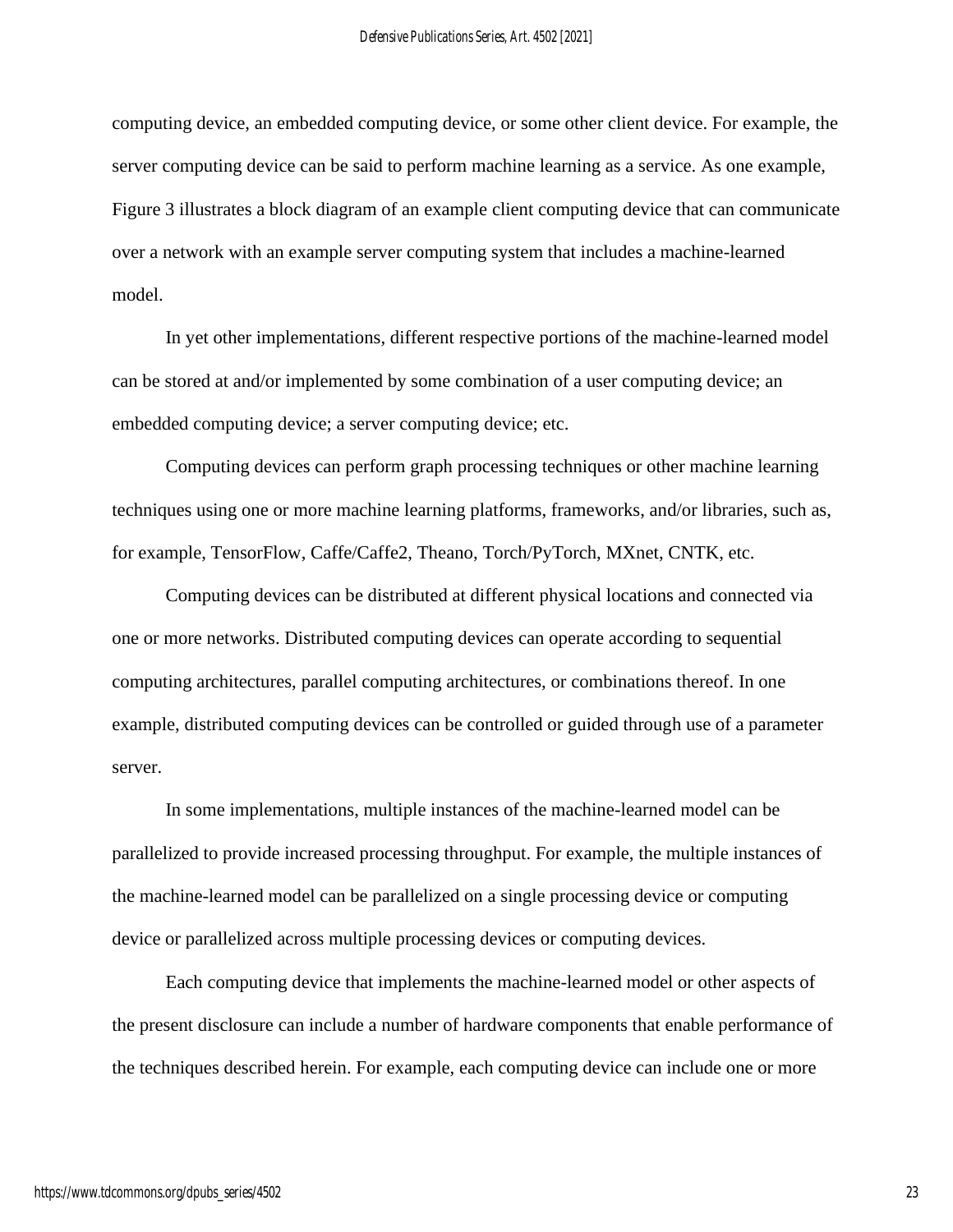computing device, an embedded computing device, or some other client device. For example, the server computing device can be said to perform machine learning as a service. As one example, Figure 3 illustrates a block diagram of an example client computing device that can communicate over a network with an example server computing system that includes a machine-learned model.

In yet other implementations, different respective portions of the machine-learned model can be stored at and/or implemented by some combination of a user computing device; an embedded computing device; a server computing device; etc.

Computing devices can perform graph processing techniques or other machine learning techniques using one or more machine learning platforms, frameworks, and/or libraries, such as, for example, TensorFlow, Caffe/Caffe2, Theano, Torch/PyTorch, MXnet, CNTK, etc.

Computing devices can be distributed at different physical locations and connected via one or more networks. Distributed computing devices can operate according to sequential computing architectures, parallel computing architectures, or combinations thereof. In one example, distributed computing devices can be controlled or guided through use of a parameter server.

In some implementations, multiple instances of the machine-learned model can be parallelized to provide increased processing throughput. For example, the multiple instances of the machine-learned model can be parallelized on a single processing device or computing device or parallelized across multiple processing devices or computing devices.

Each computing device that implements the machine-learned model or other aspects of the present disclosure can include a number of hardware components that enable performance of the techniques described herein. For example, each computing device can include one or more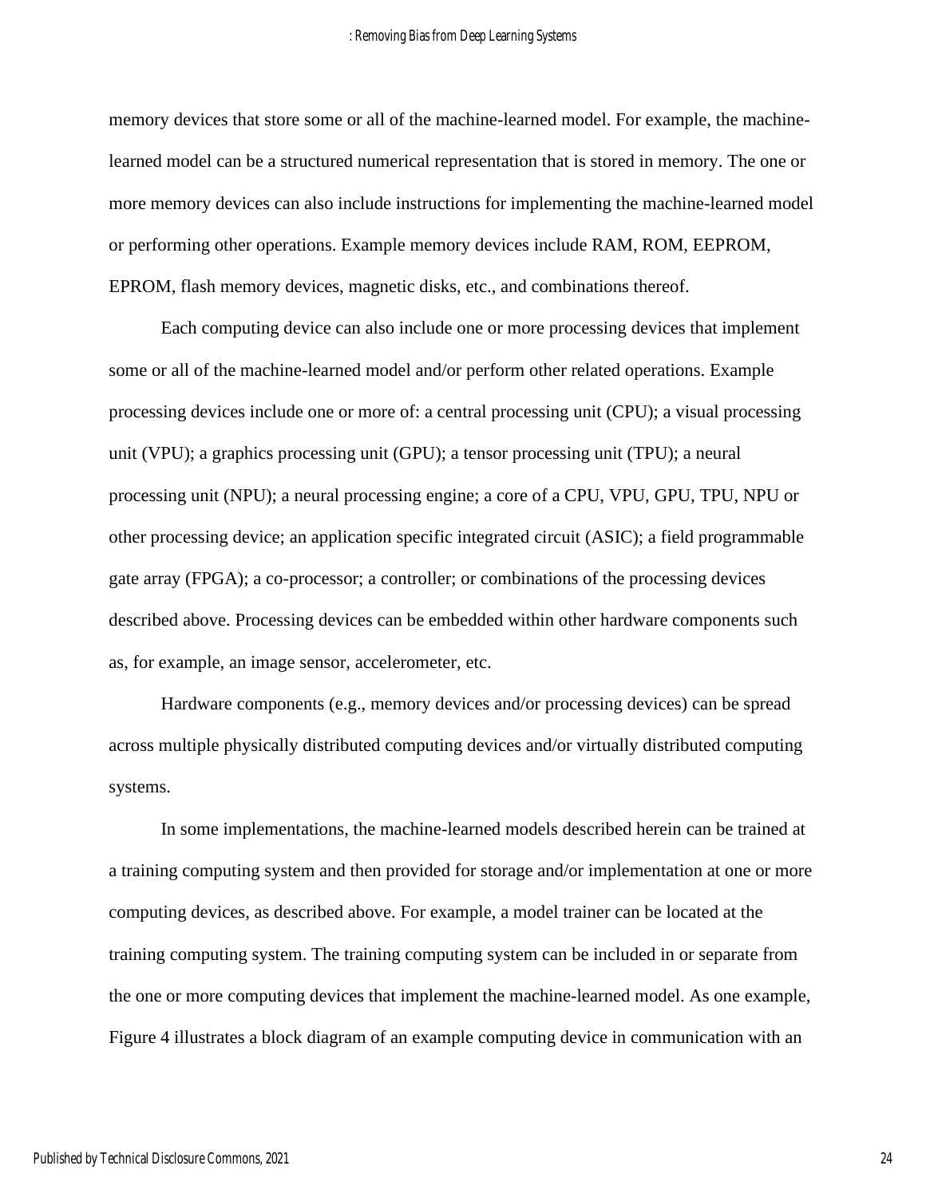memory devices that store some or all of the machine-learned model. For example, the machine-learned model can be a structured numerical representation that is stored in memory. The one or more memory devices can also include instructions for implementing the machine-learned model or performing other operations. Example memory devices include RAM, ROM, EEPROM, EPROM, flash memory devices, magnetic disks, etc., and combinations thereof.

Each computing device can also include one or more processing devices that implement some or all of the machine-learned model and/or perform other related operations. Example processing devices include one or more of: a central processing unit (CPU); a visual processing unit (VPU); a graphics processing unit (GPU); a tensor processing unit (TPU); a neural processing unit (NPU); a neural processing engine; a core of a CPU, VPU, GPU, TPU, NPU or other processing device; an application specific integrated circuit (ASIC); a field programmable gate array (FPGA); a co-processor; a controller; or combinations of the processing devices described above. Processing devices can be embedded within other hardware components such as, for example, an image sensor, accelerometer, etc.

Hardware components (e.g., memory devices and/or processing devices) can be spread across multiple physically distributed computing devices and/or virtually distributed computing systems.

In some implementations, the machine-learned models described herein can be trained at a training computing system and then provided for storage and/or implementation at one or more computing devices, as described above. For example, a model trainer can be located at the training computing system. The training computing system can be included in or separate from the one or more computing devices that implement the machine-learned model. As one example, Figure 4 illustrates a block diagram of an example computing device in communication with an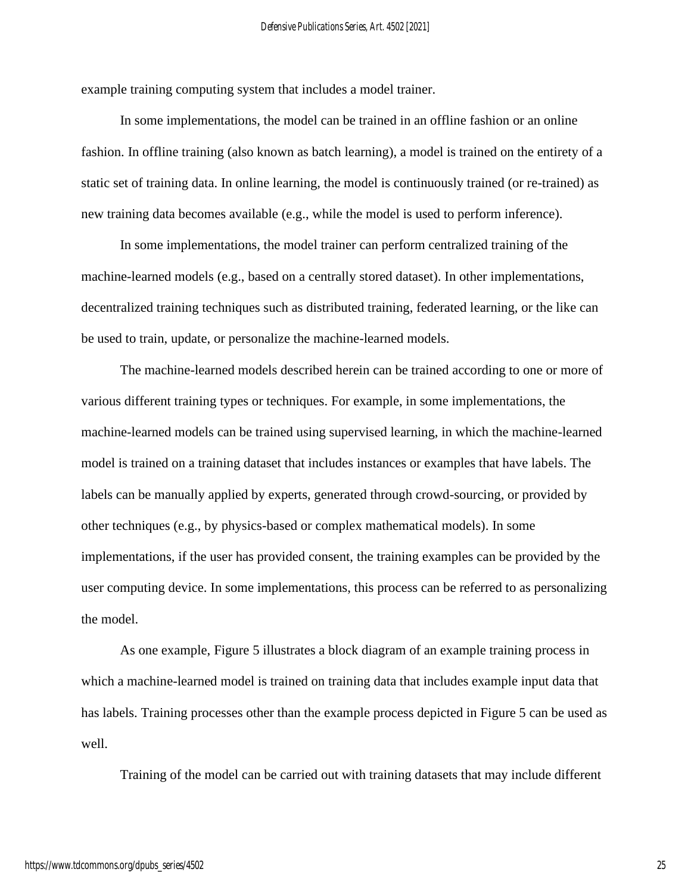example training computing system that includes a model trainer.

In some implementations, the model can be trained in an offline fashion or an online fashion. In offline training (also known as batch learning), a model is trained on the entirety of a static set of training data. In online learning, the model is continuously trained (or re-trained) as new training data becomes available (e.g., while the model is used to perform inference).

In some implementations, the model trainer can perform centralized training of the machine-learned models (e.g., based on a centrally stored dataset). In other implementations, decentralized training techniques such as distributed training, federated learning, or the like can be used to train, update, or personalize the machine-learned models.

The machine-learned models described herein can be trained according to one or more of various different training types or techniques. For example, in some implementations, the machine-learned models can be trained using supervised learning, in which the machine-learned model is trained on a training dataset that includes instances or examples that have labels. The labels can be manually applied by experts, generated through crowd-sourcing, or provided by other techniques (e.g., by physics-based or complex mathematical models). In some implementations, if the user has provided consent, the training examples can be provided by the user computing device. In some implementations, this process can be referred to as personalizing the model.

As one example, Figure 5 illustrates a block diagram of an example training process in which a machine-learned model is trained on training data that includes example input data that has labels. Training processes other than the example process depicted in Figure 5 can be used as well.

Training of the model can be carried out with training datasets that may include different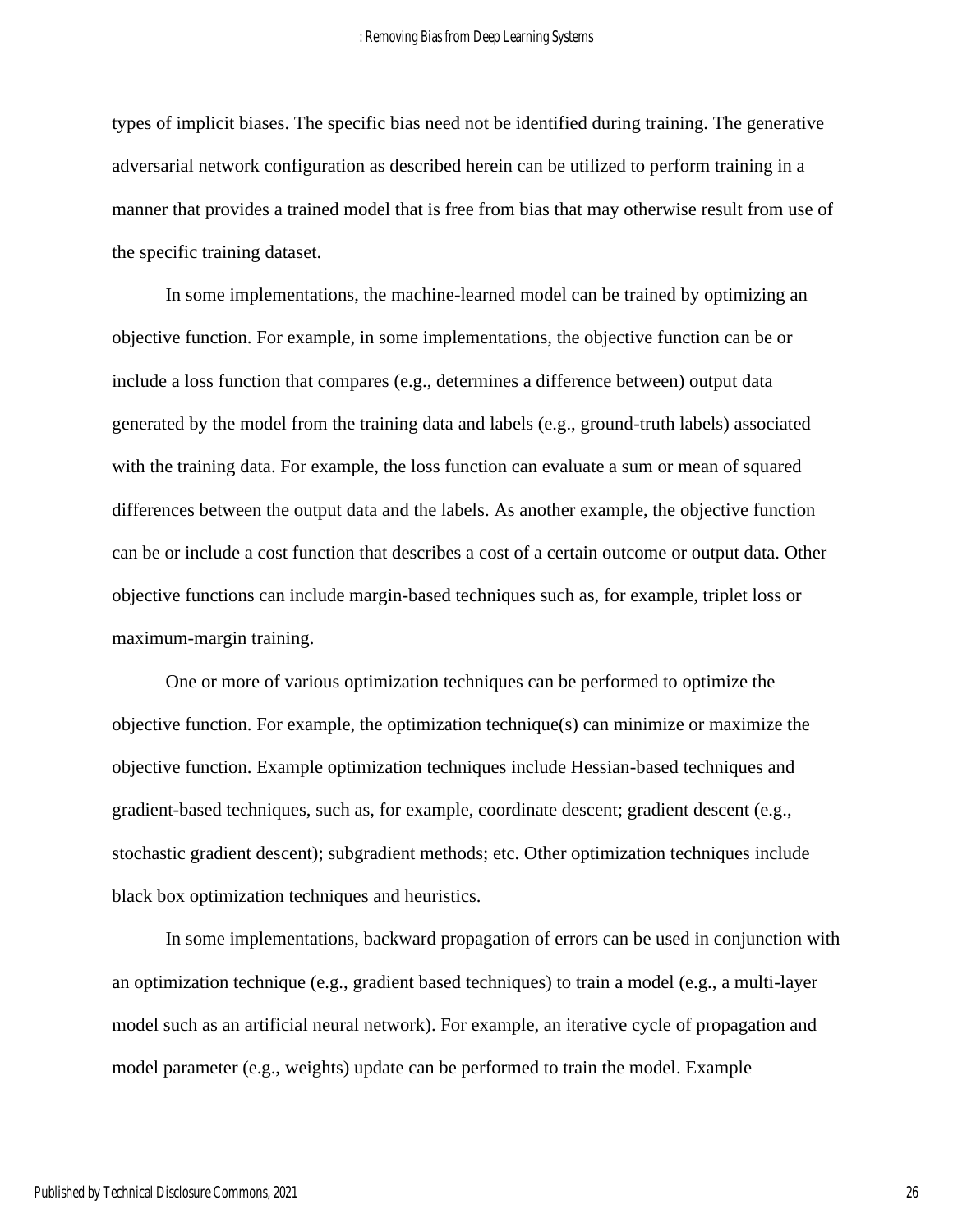types of implicit biases. The specific bias need not be identified during training. The generative adversarial network configuration as described herein can be utilized to perform training in a manner that provides a trained model that is free from bias that may otherwise result from use of the specific training dataset.

In some implementations, the machine-learned model can be trained by optimizing an objective function. For example, in some implementations, the objective function can be or include a loss function that compares (e.g., determines a difference between) output data generated by the model from the training data and labels (e.g., ground-truth labels) associated with the training data. For example, the loss function can evaluate a sum or mean of squared differences between the output data and the labels. As another example, the objective function can be or include a cost function that describes a cost of a certain outcome or output data. Other objective functions can include margin-based techniques such as, for example, triplet loss or maximum-margin training.

One or more of various optimization techniques can be performed to optimize the objective function. For example, the optimization technique(s) can minimize or maximize the objective function. Example optimization techniques include Hessian-based techniques and gradient-based techniques, such as, for example, coordinate descent; gradient descent (e.g., stochastic gradient descent); subgradient methods; etc. Other optimization techniques include black box optimization techniques and heuristics.

In some implementations, backward propagation of errors can be used in conjunction with an optimization technique (e.g., gradient based techniques) to train a model (e.g., a multi-layer model such as an artificial neural network). For example, an iterative cycle of propagation and model parameter (e.g., weights) update can be performed to train the model. Example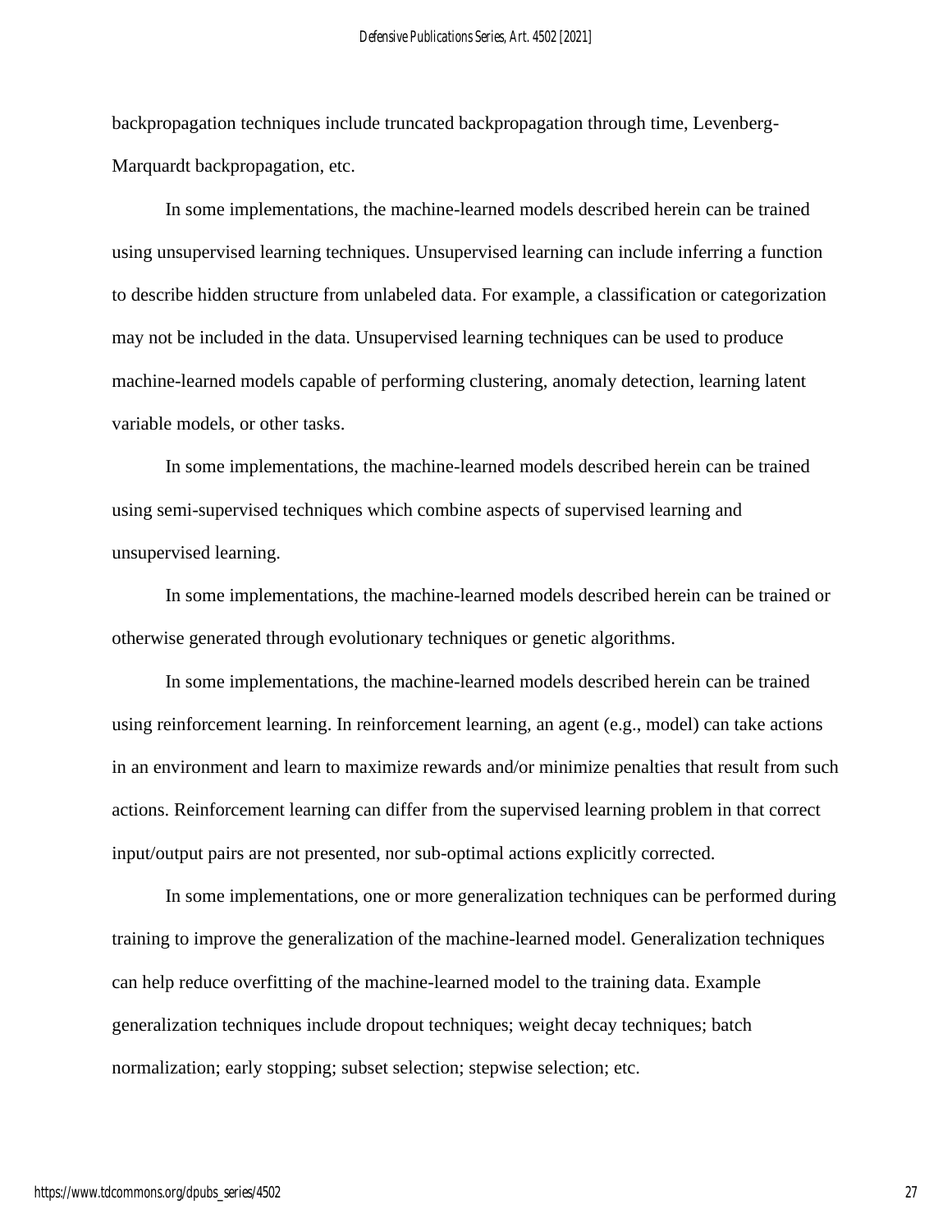backpropagation techniques include truncated backpropagation through time, Levenberg-Marquardt backpropagation, etc.

In some implementations, the machine-learned models described herein can be trained using unsupervised learning techniques. Unsupervised learning can include inferring a function to describe hidden structure from unlabeled data. For example, a classification or categorization may not be included in the data. Unsupervised learning techniques can be used to produce machine-learned models capable of performing clustering, anomaly detection, learning latent variable models, or other tasks.

In some implementations, the machine-learned models described herein can be trained using semi-supervised techniques which combine aspects of supervised learning and unsupervised learning.

In some implementations, the machine-learned models described herein can be trained or otherwise generated through evolutionary techniques or genetic algorithms.

In some implementations, the machine-learned models described herein can be trained using reinforcement learning. In reinforcement learning, an agent (e.g., model) can take actions in an environment and learn to maximize rewards and/or minimize penalties that result from such actions. Reinforcement learning can differ from the supervised learning problem in that correct input/output pairs are not presented, nor sub-optimal actions explicitly corrected.

In some implementations, one or more generalization techniques can be performed during training to improve the generalization of the machine-learned model. Generalization techniques can help reduce overfitting of the machine-learned model to the training data. Example generalization techniques include dropout techniques; weight decay techniques; batch normalization; early stopping; subset selection; stepwise selection; etc.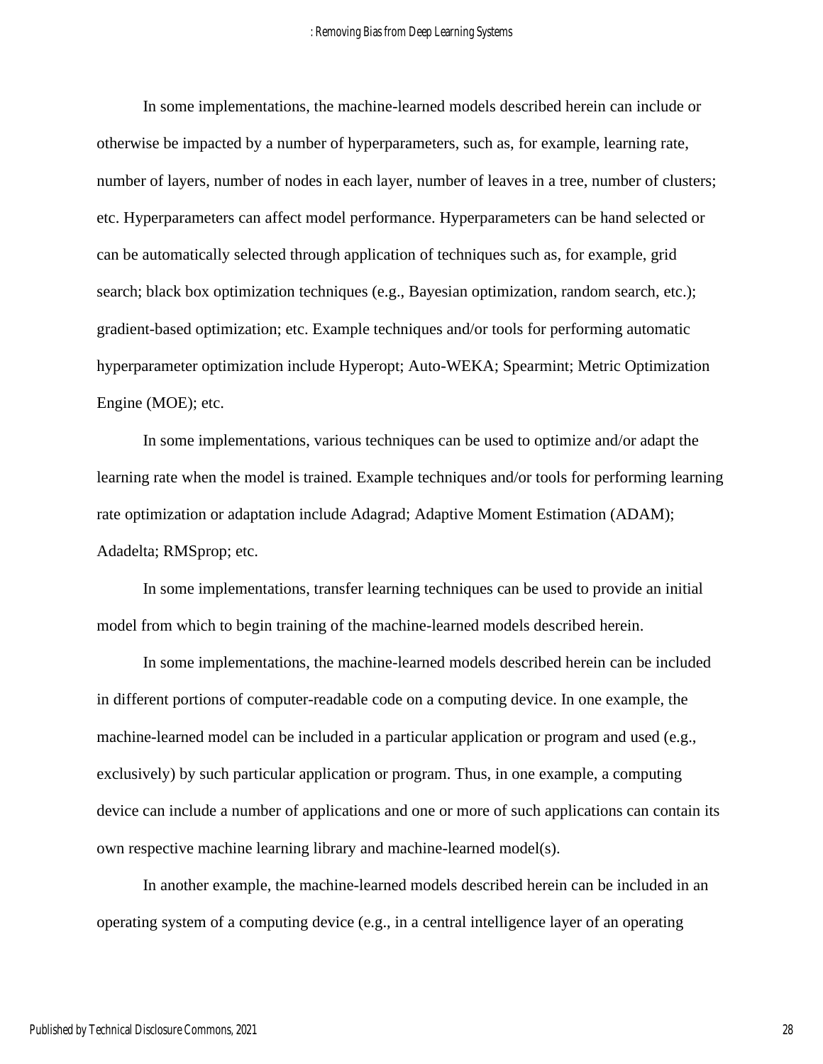In some implementations, the machine-learned models described herein can include or otherwise be impacted by a number of hyperparameters, such as, for example, learning rate, number of layers, number of nodes in each layer, number of leaves in a tree, number of clusters; etc. Hyperparameters can affect model performance. Hyperparameters can be hand selected or can be automatically selected through application of techniques such as, for example, grid search; black box optimization techniques (e.g., Bayesian optimization, random search, etc.); gradient-based optimization; etc. Example techniques and/or tools for performing automatic hyperparameter optimization include Hyperopt; Auto-WEKA; Spearmint; Metric Optimization Engine (MOE); etc.

In some implementations, various techniques can be used to optimize and/or adapt the learning rate when the model is trained. Example techniques and/or tools for performing learning rate optimization or adaptation include Adagrad; Adaptive Moment Estimation (ADAM); Adadelta; RMSprop; etc.

In some implementations, transfer learning techniques can be used to provide an initial model from which to begin training of the machine-learned models described herein.

In some implementations, the machine-learned models described herein can be included in different portions of computer-readable code on a computing device. In one example, the machine-learned model can be included in a particular application or program and used (e.g., exclusively) by such particular application or program. Thus, in one example, a computing device can include a number of applications and one or more of such applications can contain its own respective machine learning library and machine-learned model(s).

In another example, the machine-learned models described herein can be included in an operating system of a computing device (e.g., in a central intelligence layer of an operating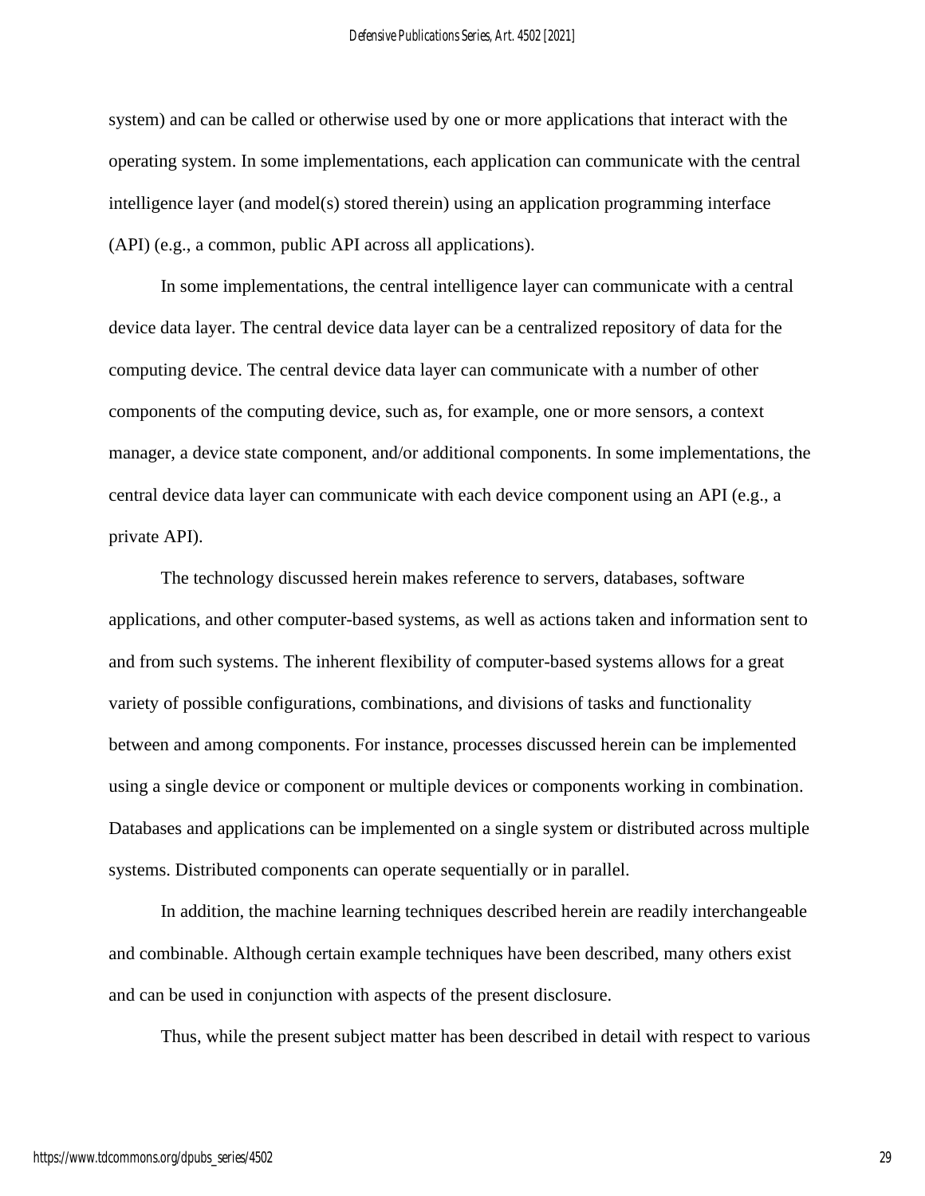system) and can be called or otherwise used by one or more applications that interact with the operating system. In some implementations, each application can communicate with the central intelligence layer (and model(s) stored therein) using an application programming interface (API) (e.g., a common, public API across all applications).

In some implementations, the central intelligence layer can communicate with a central device data layer. The central device data layer can be a centralized repository of data for the computing device. The central device data layer can communicate with a number of other components of the computing device, such as, for example, one or more sensors, a context manager, a device state component, and/or additional components. In some implementations, the central device data layer can communicate with each device component using an API (e.g., a private API).

The technology discussed herein makes reference to servers, databases, software applications, and other computer-based systems, as well as actions taken and information sent to and from such systems. The inherent flexibility of computer-based systems allows for a great variety of possible configurations, combinations, and divisions of tasks and functionality between and among components. For instance, processes discussed herein can be implemented using a single device or component or multiple devices or components working in combination. Databases and applications can be implemented on a single system or distributed across multiple systems. Distributed components can operate sequentially or in parallel.

In addition, the machine learning techniques described herein are readily interchangeable and combinable. Although certain example techniques have been described, many others exist and can be used in conjunction with aspects of the present disclosure.

Thus, while the present subject matter has been described in detail with respect to various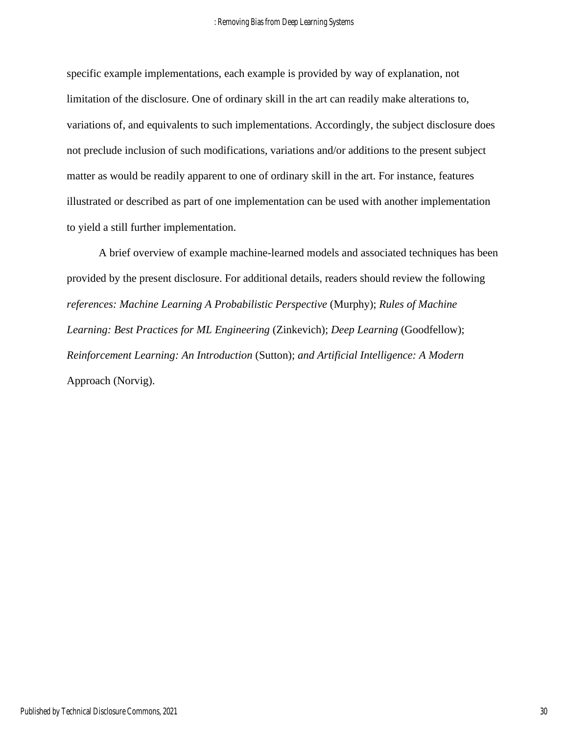specific example implementations, each example is provided by way of explanation, not limitation of the disclosure. One of ordinary skill in the art can readily make alterations to, variations of, and equivalents to such implementations. Accordingly, the subject disclosure does not preclude inclusion of such modifications, variations and/or additions to the present subject matter as would be readily apparent to one of ordinary skill in the art. For instance, features illustrated or described as part of one implementation can be used with another implementation to yield a still further implementation.

A brief overview of example machine-learned models and associated techniques has been provided by the present disclosure. For additional details, readers should review the following *references: Machine Learning A Probabilistic Perspective* (Murphy); *Rules of Machine Learning: Best Practices for ML Engineering* (Zinkevich); *Deep Learning* (Goodfellow); *Reinforcement Learning: An Introduction* (Sutton); *and Artificial Intelligence: A Modern* Approach (Norvig).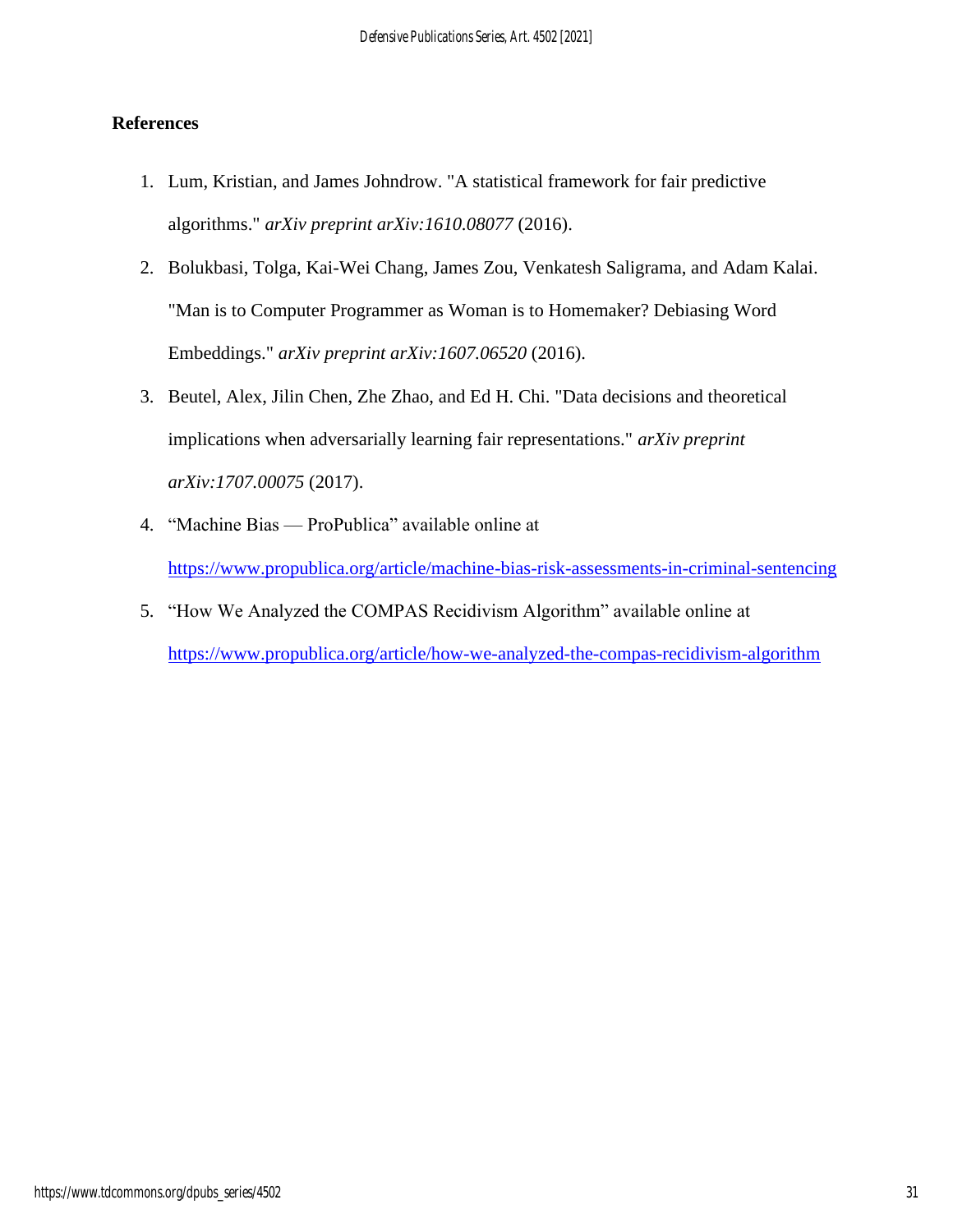**References**

1. Lum, Kristian, and James Johndrow. "A statistical framework for fair predictive algorithms." *arXiv preprint arXiv:1610.08077* (2016).
2. Bolukbasi, Tolga, Kai-Wei Chang, James Zou, Venkatesh Saligrama, and Adam Kalai. "Man is to Computer Programmer as Woman is to Homemaker? Debiasing Word Embeddings." *arXiv preprint arXiv:1607.06520* (2016).
3. Beutel, Alex, Jilin Chen, Zhe Zhao, and Ed H. Chi. "Data decisions and theoretical implications when adversarially learning fair representations." *arXiv preprint arXiv:1707.00075* (2017).
4. "Machine Bias — ProPublica" available online at https://www.propublica.org/article/machine-bias-risk-assessments-in-criminal-sentencing
5. "How We Analyzed the COMPAS Recidivism Algorithm" available online at https://www.propublica.org/article/how-we-analyzed-the-compas-recidivism-algorithm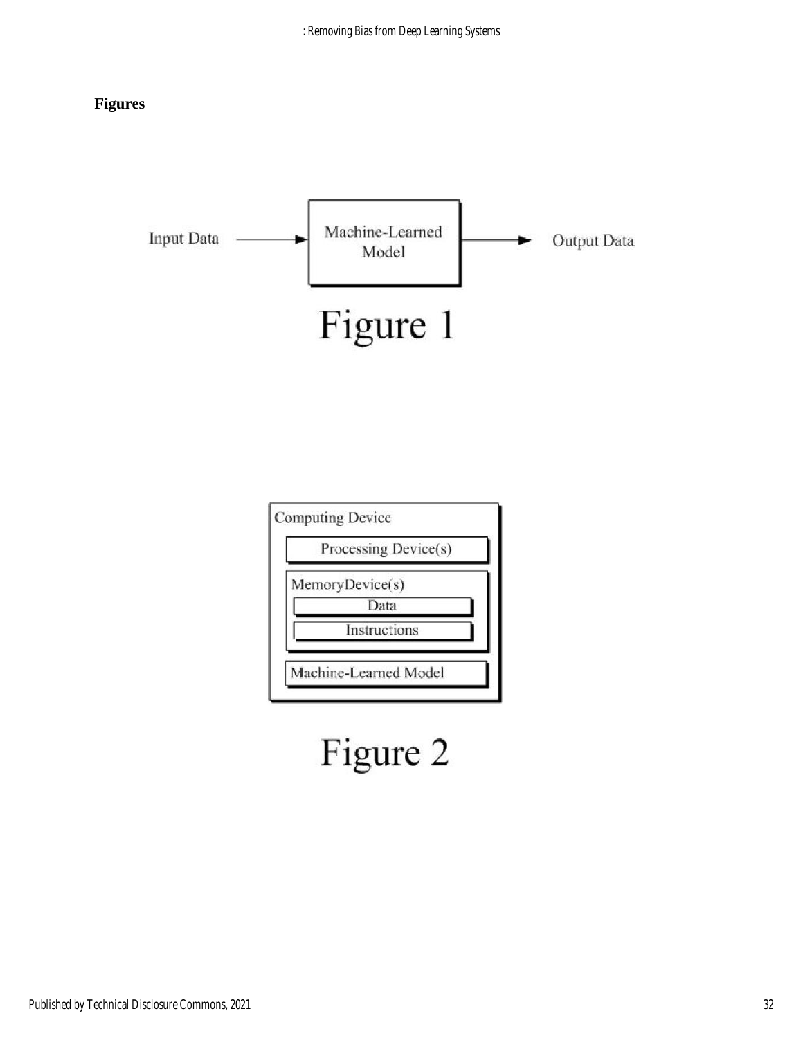**Figures**

Input Data → Machine-Learned Model → Output Data

Figure 1

Computing Device

Processing Device(s)

MemoryDevice(s)

Data

Instructions

Machine-Learned Model

Figure 2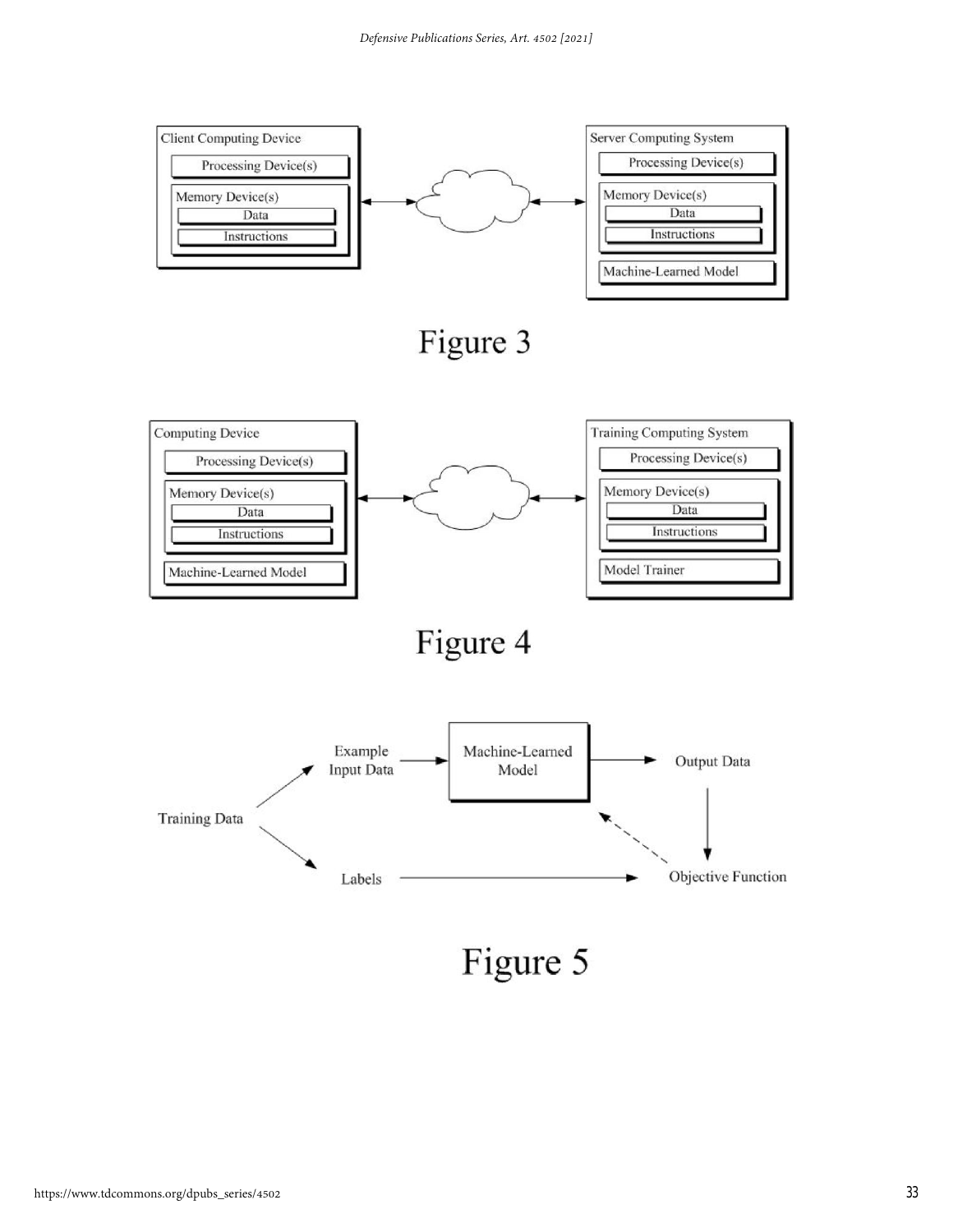Client Computing Device

Processing Device(s)

Memory Device(s)

Data

Instructions

Server Computing System

Processing Device(s)

Memory Device(s)

Data

Instructions

Machine-Learned Model

Figure 3

Computing Device

Processing Device(s)

Memory Device(s)

Data

Instructions

Machine-Learned Model

Training Computing System

Processing Device(s)

Memory Device(s)

Data

Instructions

Model Trainer

Figure 4

Training Data

Example Input Data

Labels

Machine-Learned Model

Output Data

Objective Function

Figure 5